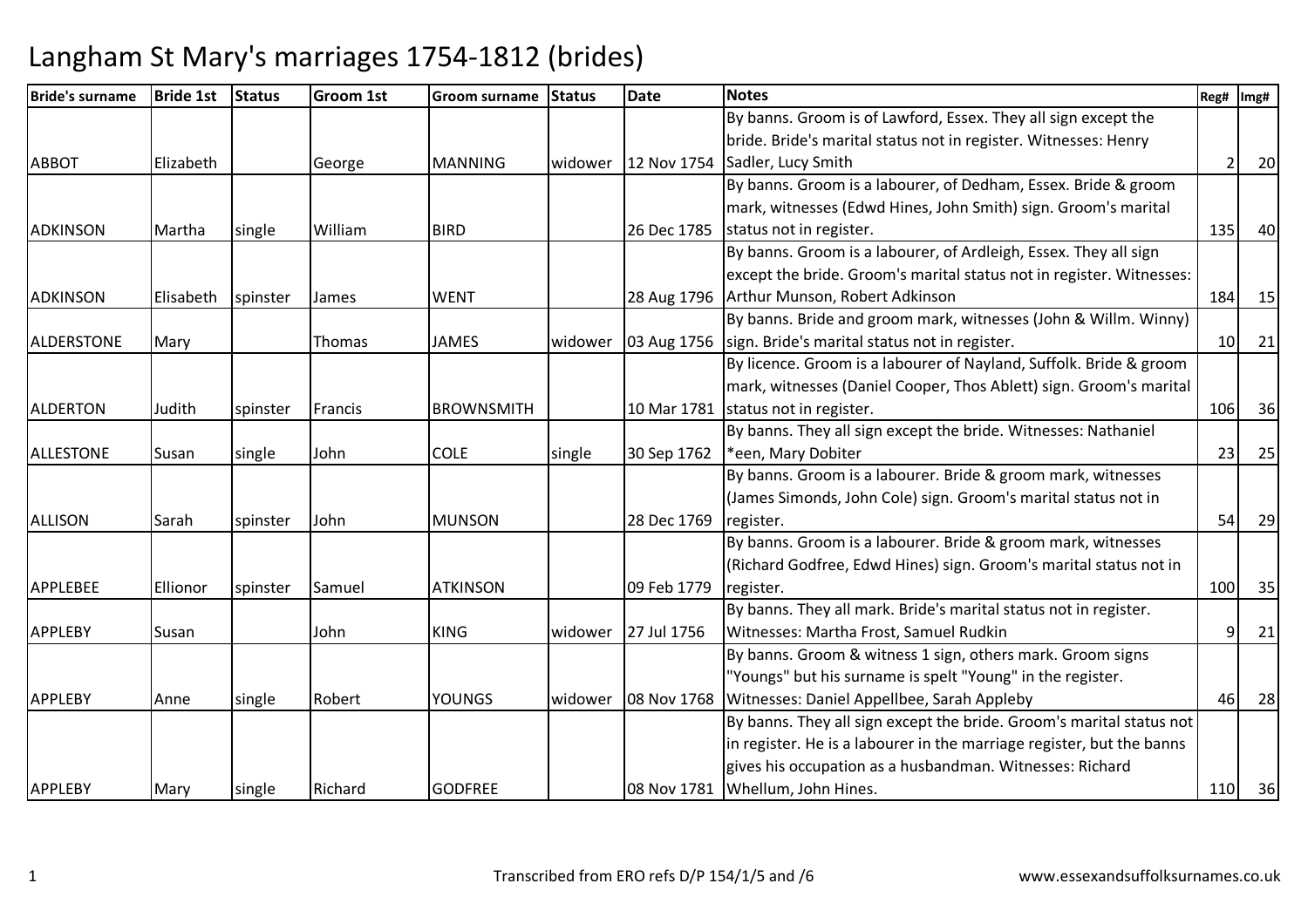# Langham St Mary's marriages 1754-1812 (brides)

| Bride's surname | Bride 1st | Status | Groom 1st | Groom surname | Status | Date | Notes | Reg# | Img# |
|---|---|---|---|---|---|---|---|---|---|
| ABBOT | Elizabeth | | George | MANNING | widower | 12 Nov 1754 | By banns. Groom is of Lawford, Essex. They all sign except the bride. Bride's marital status not in register. Witnesses: Henry Sadler, Lucy Smith | 2 | 20 |
| ADKINSON | Martha | single | William | BIRD | | 26 Dec 1785 | By banns. Groom is a labourer, of Dedham, Essex. Bride & groom mark, witnesses (Edwd Hines, John Smith) sign. Groom's marital status not in register. | 135 | 40 |
| ADKINSON | Elisabeth | spinster | James | WENT | | 28 Aug 1796 | By banns. Groom is a labourer, of Ardleigh, Essex. They all sign except the bride. Groom's marital status not in register. Witnesses: Arthur Munson, Robert Adkinson | 184 | 15 |
| ALDERSTONE | Mary | | Thomas | JAMES | widower | 03 Aug 1756 | By banns. Bride and groom mark, witnesses (John & Willm. Winny) sign. Bride's marital status not in register. | 10 | 21 |
| ALDERTON | Judith | spinster | Francis | BROWNSMITH | | 10 Mar 1781 | By licence. Groom is a labourer of Nayland, Suffolk. Bride & groom mark, witnesses (Daniel Cooper, Thos Ablett) sign. Groom's marital status not in register. | 106 | 36 |
| ALLESTONE | Susan | single | John | COLE | single | 30 Sep 1762 | By banns. They all sign except the bride. Witnesses: Nathaniel *een, Mary Dobiter | 23 | 25 |
| ALLISON | Sarah | spinster | John | MUNSON | | 28 Dec 1769 | By banns. Groom is a labourer. Bride & groom mark, witnesses (James Simonds, John Cole) sign. Groom's marital status not in register. | 54 | 29 |
| APPLEBEE | Ellionor | spinster | Samuel | ATKINSON | | 09 Feb 1779 | By banns. Groom is a labourer. Bride & groom mark, witnesses (Richard Godfree, Edwd Hines) sign. Groom's marital status not in register. | 100 | 35 |
| APPLEBY | Susan | | John | KING | widower | 27 Jul 1756 | By banns. They all mark. Bride's marital status not in register. Witnesses: Martha Frost, Samuel Rudkin | 9 | 21 |
| APPLEBY | Anne | single | Robert | YOUNGS | widower | 08 Nov 1768 | By banns. Groom & witness 1 sign, others mark. Groom signs "Youngs" but his surname is spelt "Young" in the register. Witnesses: Daniel Appellbee, Sarah Appleby | 46 | 28 |
| APPLEBY | Mary | single | Richard | GODFREE | | 08 Nov 1781 | By banns. They all sign except the bride. Groom's marital status not in register. He is a labourer in the marriage register, but the banns gives his occupation as a husbandman. Witnesses: Richard Whellum, John Hines. | 110 | 36 |

Transcribed from ERO refs D/P 154/1/5 and /6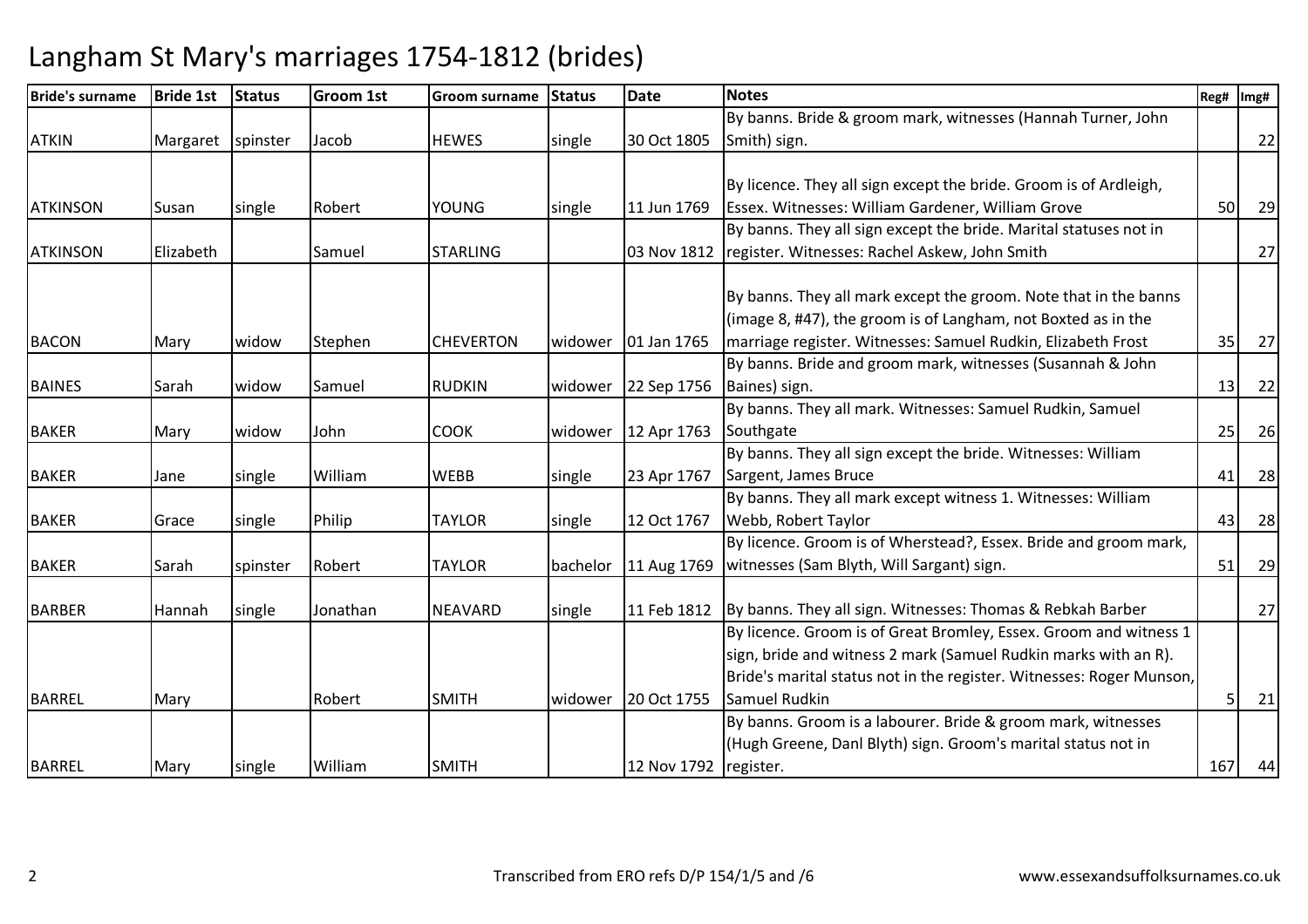# Langham St Mary's marriages 1754-1812 (brides)

| Bride's surname | Bride 1st | Status | Groom 1st | Groom surname | Status | Date | Notes | Reg# | Img# |
|---|---|---|---|---|---|---|---|---|---|
| ATKIN | Margaret | spinster | Jacob | HEWES | single | 30 Oct 1805 | By banns. Bride & groom mark, witnesses (Hannah Turner, John Smith) sign. | | 22 |
| ATKINSON | Susan | single | Robert | YOUNG | single | 11 Jun 1769 | By licence. They all sign except the bride. Groom is of Ardleigh, Essex. Witnesses: William Gardener, William Grove | 50 | 29 |
| ATKINSON | Elizabeth | | Samuel | STARLING | | 03 Nov 1812 | By banns. They all sign except the bride. Marital statuses not in register. Witnesses: Rachel Askew, John Smith | | 27 |
| BACON | Mary | widow | Stephen | CHEVERTON | widower | 01 Jan 1765 | By banns. They all mark except the groom. Note that in the banns (image 8, #47), the groom is of Langham, not Boxted as in the marriage register. Witnesses: Samuel Rudkin, Elizabeth Frost | 35 | 27 |
| BAINES | Sarah | widow | Samuel | RUDKIN | widower | 22 Sep 1756 | By banns. Bride and groom mark, witnesses (Susannah & John Baines) sign. | 13 | 22 |
| BAKER | Mary | widow | John | COOK | widower | 12 Apr 1763 | By banns. They all mark. Witnesses: Samuel Rudkin, Samuel Southgate | 25 | 26 |
| BAKER | Jane | single | William | WEBB | single | 23 Apr 1767 | By banns. They all sign except the bride. Witnesses: William Sargent, James Bruce | 41 | 28 |
| BAKER | Grace | single | Philip | TAYLOR | single | 12 Oct 1767 | By banns. They all mark except witness 1. Witnesses: William Webb, Robert Taylor | 43 | 28 |
| BAKER | Sarah | spinster | Robert | TAYLOR | bachelor | 11 Aug 1769 | By licence. Groom is of Wherstead?, Essex. Bride and groom mark, witnesses (Sam Blyth, Will Sargant) sign. | 51 | 29 |
| BARBER | Hannah | single | Jonathan | NEAVARD | single | 11 Feb 1812 | By banns. They all sign. Witnesses: Thomas & Rebkah Barber | | 27 |
| BARREL | Mary | | Robert | SMITH | widower | 20 Oct 1755 | By licence. Groom is of Great Bromley, Essex. Groom and witness 1 sign, bride and witness 2 mark (Samuel Rudkin marks with an R). Bride's marital status not in the register. Witnesses: Roger Munson, Samuel Rudkin | 5 | 21 |
| BARREL | Mary | single | William | SMITH | | 12 Nov 1792 | By banns. Groom is a labourer. Bride & groom mark, witnesses (Hugh Greene, Danl Blyth) sign. Groom's marital status not in register. | 167 | 44 |

Transcribed from ERO refs D/P 154/1/5 and /6

www.essexandsuffolksurnames.co.uk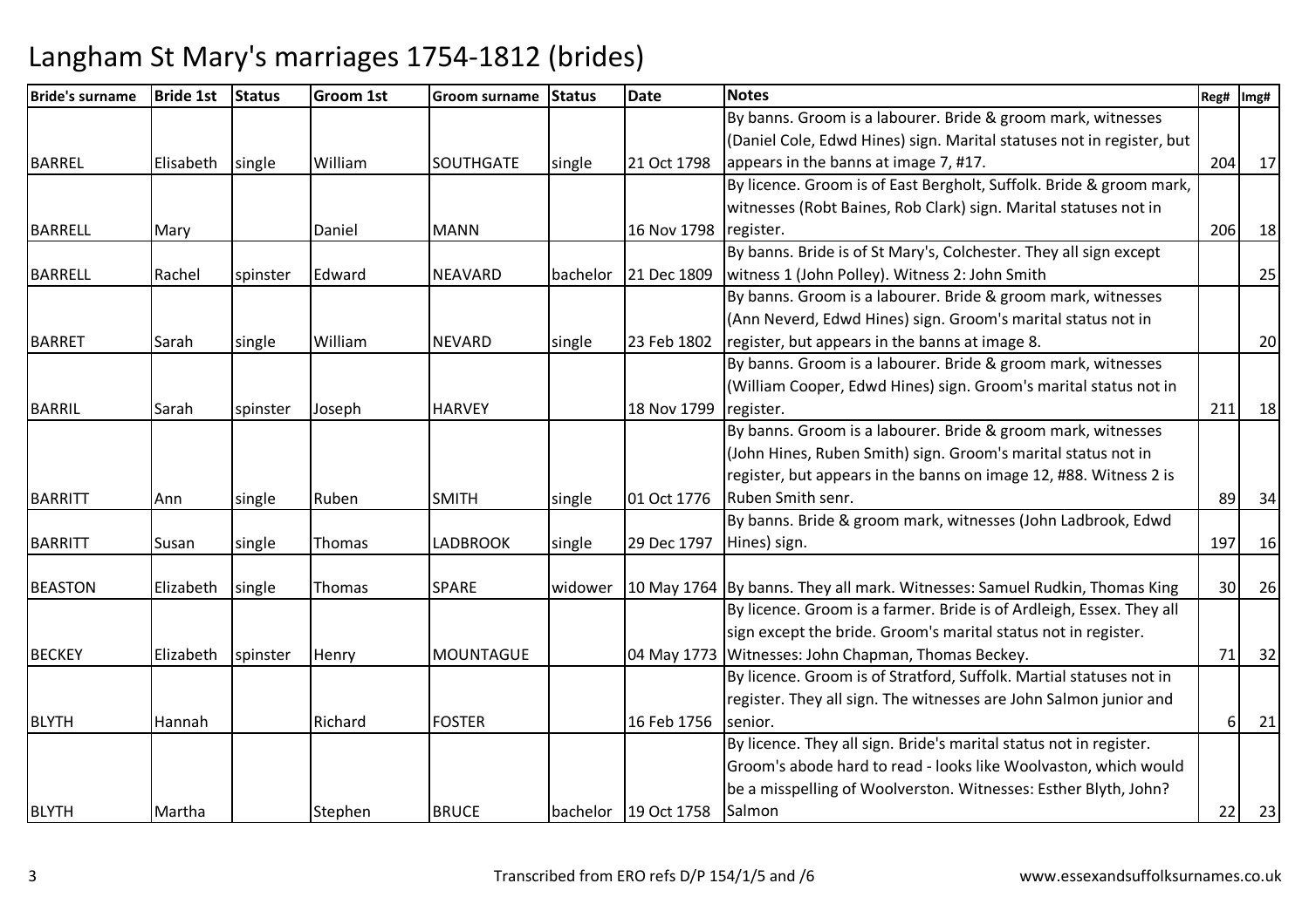# Langham St Mary's marriages 1754-1812 (brides)

| Bride's surname | Bride 1st | Status | Groom 1st | Groom surname | Status | Date | Notes | Reg# | Img# |
|---|---|---|---|---|---|---|---|---|---|
| BARREL | Elisabeth | single | William | SOUTHGATE | single | 21 Oct 1798 | By banns. Groom is a labourer. Bride & groom mark, witnesses (Daniel Cole, Edwd Hines) sign. Marital statuses not in register, but appears in the banns at image 7, #17. | 204 | 17 |
| BARRELL | Mary | | Daniel | MANN | | 16 Nov 1798 | By licence. Groom is of East Bergholt, Suffolk. Bride & groom mark, witnesses (Robt Baines, Rob Clark) sign. Marital statuses not in register. | 206 | 18 |
| BARRELL | Rachel | spinster | Edward | NEAVARD | bachelor | 21 Dec 1809 | By banns. Bride is of St Mary's, Colchester. They all sign except witness 1 (John Polley). Witness 2: John Smith | | 25 |
| BARRET | Sarah | single | William | NEVARD | single | 23 Feb 1802 | By banns. Groom is a labourer. Bride & groom mark, witnesses (Ann Neverd, Edwd Hines) sign. Groom's marital status not in register, but appears in the banns at image 8. | | 20 |
| BARRIL | Sarah | spinster | Joseph | HARVEY | | 18 Nov 1799 | By banns. Groom is a labourer. Bride & groom mark, witnesses (William Cooper, Edwd Hines) sign. Groom's marital status not in register. | 211 | 18 |
| BARRITT | Ann | single | Ruben | SMITH | single | 01 Oct 1776 | By banns. Groom is a labourer. Bride & groom mark, witnesses (John Hines, Ruben Smith) sign. Groom's marital status not in register, but appears in the banns on image 12, #88. Witness 2 is Ruben Smith senr. | 89 | 34 |
| BARRITT | Susan | single | Thomas | LADBROOK | single | 29 Dec 1797 | By banns. Bride & groom mark, witnesses (John Ladbrook, Edwd Hines) sign. | 197 | 16 |
| BEASTON | Elizabeth | single | Thomas | SPARE | widower | 10 May 1764 | By banns. They all mark. Witnesses: Samuel Rudkin, Thomas King | 30 | 26 |
| BECKEY | Elizabeth | spinster | Henry | MOUNTAGUE | | 04 May 1773 | By licence. Groom is a farmer. Bride is of Ardleigh, Essex. They all sign except the bride. Groom's marital status not in register. Witnesses: John Chapman, Thomas Beckey. | 71 | 32 |
| BLYTH | Hannah | | Richard | FOSTER | | 16 Feb 1756 | By licence. Groom is of Stratford, Suffolk. Martial statuses not in register. They all sign. The witnesses are John Salmon junior and senior. | 6 | 21 |
| BLYTH | Martha | | Stephen | BRUCE | bachelor | 19 Oct 1758 | By licence. They all sign. Bride's marital status not in register. Groom's abode hard to read - looks like Woolvaston, which would be a misspelling of Woolverston. Witnesses: Esther Blyth, John? Salmon | 22 | 23 |

Transcribed from ERO refs D/P 154/1/5 and /6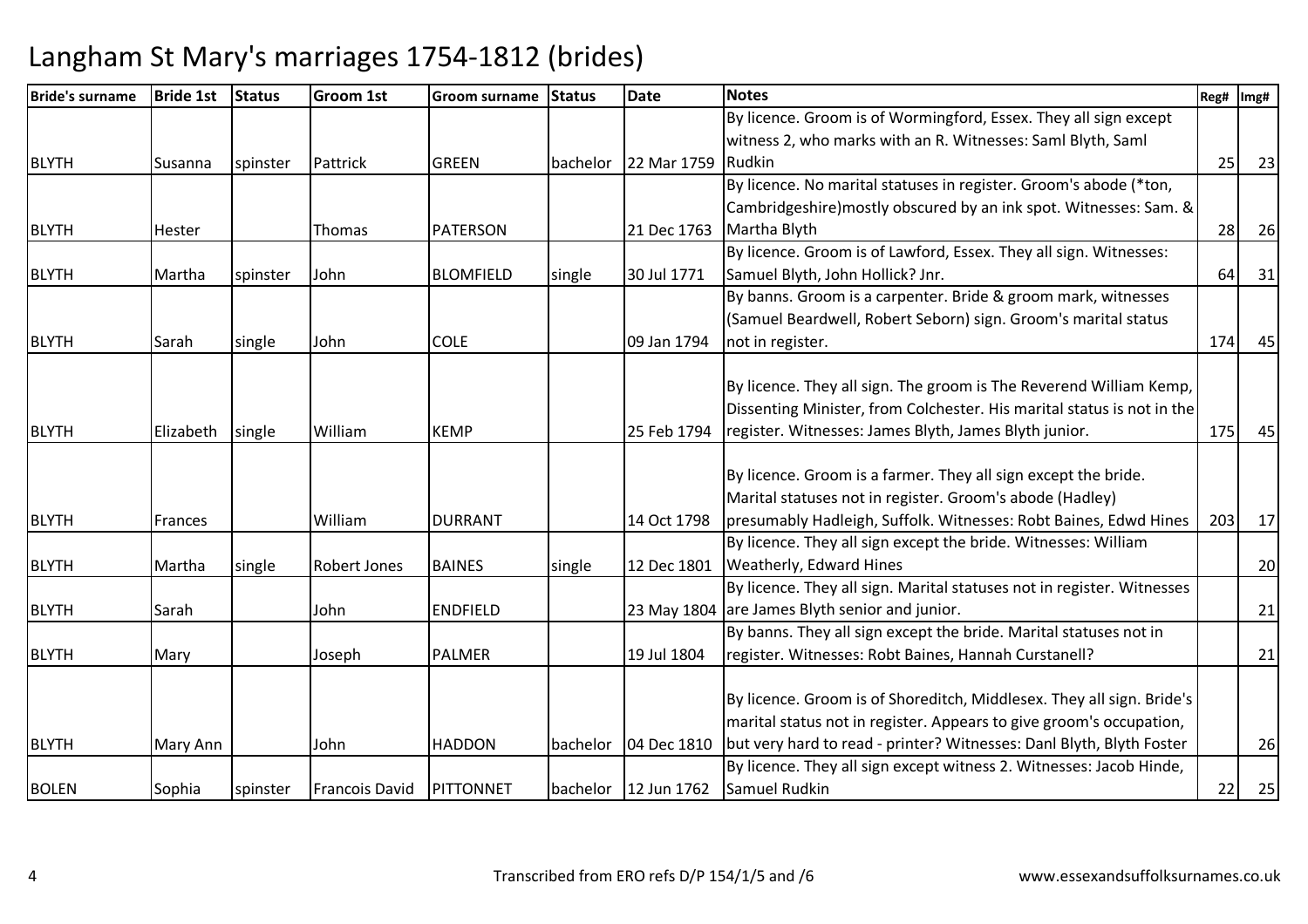# Langham St Mary's marriages 1754-1812 (brides)

| Bride's surname | Bride 1st | Status | Groom 1st | Groom surname | Status | Date | Notes | Reg# | Img# |
|---|---|---|---|---|---|---|---|---|---|
| BLYTH | Susanna | spinster | Pattrick | GREEN | bachelor | 22 Mar 1759 | By licence. Groom is of Wormingford, Essex. They all sign except witness 2, who marks with an R. Witnesses: Saml Blyth, Saml Rudkin | 25 | 23 |
| BLYTH | Hester | | Thomas | PATERSON | | 21 Dec 1763 | By licence. No marital statuses in register. Groom's abode (*ton, Cambridgeshire)mostly obscured by an ink spot. Witnesses: Sam. & Martha Blyth | 28 | 26 |
| BLYTH | Martha | spinster | John | BLOMFIELD | single | 30 Jul 1771 | By licence. Groom is of Lawford, Essex. They all sign. Witnesses: Samuel Blyth, John Hollick? Jnr. | 64 | 31 |
| BLYTH | Sarah | single | John | COLE | | 09 Jan 1794 | By banns. Groom is a carpenter. Bride & groom mark, witnesses (Samuel Beardwell, Robert Seborn) sign. Groom's marital status not in register. | 174 | 45 |
| BLYTH | Elizabeth | single | William | KEMP | | 25 Feb 1794 | By licence. They all sign. The groom is The Reverend William Kemp, Dissenting Minister, from Colchester. His marital status is not in the register. Witnesses: James Blyth, James Blyth junior. | 175 | 45 |
| BLYTH | Frances | | William | DURRANT | | 14 Oct 1798 | By licence. Groom is a farmer. They all sign except the bride. Marital statuses not in register. Groom's abode (Hadley) presumably Hadleigh, Suffolk. Witnesses: Robt Baines, Edwd Hines | 203 | 17 |
| BLYTH | Martha | single | Robert Jones | BAINES | single | 12 Dec 1801 | By licence. They all sign except the bride. Witnesses: William Weatherly, Edward Hines | | 20 |
| BLYTH | Sarah | | John | ENDFIELD | | 23 May 1804 | By licence. They all sign. Marital statuses not in register. Witnesses are James Blyth senior and junior. | | 21 |
| BLYTH | Mary | | Joseph | PALMER | | 19 Jul 1804 | By banns. They all sign except the bride. Marital statuses not in register. Witnesses: Robt Baines, Hannah Curstanell? | | 21 |
| BLYTH | Mary Ann | | John | HADDON | bachelor | 04 Dec 1810 | By licence. Groom is of Shoreditch, Middlesex. They all sign. Bride's marital status not in register. Appears to give groom's occupation, but very hard to read - printer? Witnesses: Danl Blyth, Blyth Foster | | 26 |
| BOLEN | Sophia | spinster | Francois David | PITTONNET | bachelor | 12 Jun 1762 | By licence. They all sign except witness 2. Witnesses: Jacob Hinde, Samuel Rudkin | 22 | 25 |

Transcribed from ERO refs D/P 154/1/5 and /6

www.essexandsuffolksurnames.co.uk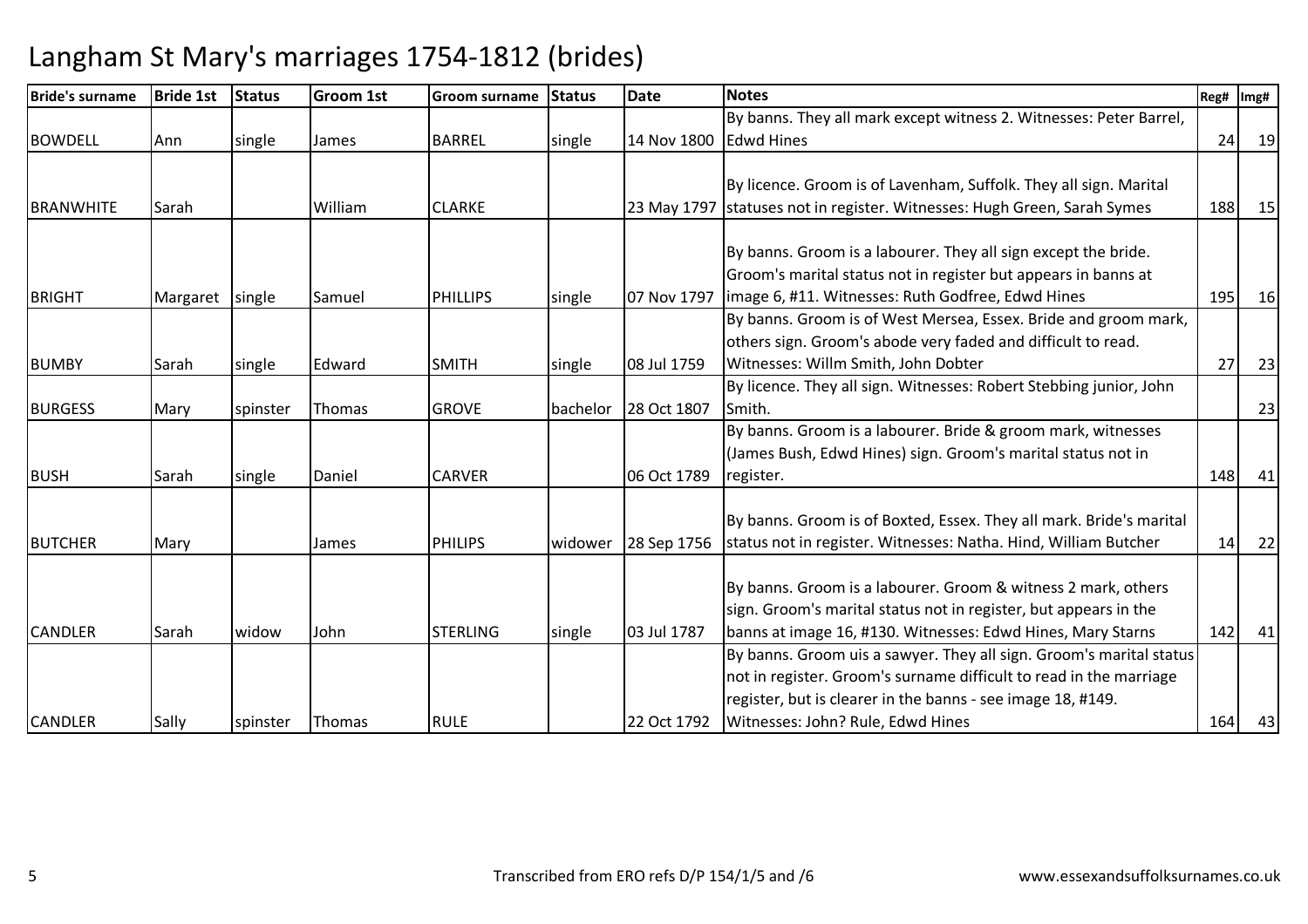# Langham St Mary's marriages 1754-1812 (brides)

| Bride's surname | Bride 1st | Status | Groom 1st | Groom surname | Status | Date | Notes | Reg# | Img# |
|---|---|---|---|---|---|---|---|---|---|
| BOWDELL | Ann | single | James | BARREL | single | 14 Nov 1800 | By banns. They all mark except witness 2. Witnesses: Peter Barrel, Edwd Hines | 24 | 19 |
| BRANWHITE | Sarah | | William | CLARKE | | 23 May 1797 | By licence. Groom is of Lavenham, Suffolk. They all sign. Marital statuses not in register. Witnesses: Hugh Green, Sarah Symes | 188 | 15 |
| BRIGHT | Margaret | single | Samuel | PHILLIPS | single | 07 Nov 1797 | By banns. Groom is a labourer. They all sign except the bride. Groom's marital status not in register but appears in banns at image 6, #11. Witnesses: Ruth Godfree, Edwd Hines | 195 | 16 |
| BUMBY | Sarah | single | Edward | SMITH | single | 08 Jul 1759 | By banns. Groom is of West Mersea, Essex. Bride and groom mark, others sign. Groom's abode very faded and difficult to read. Witnesses: Willm Smith, John Dobter | 27 | 23 |
| BURGESS | Mary | spinster | Thomas | GROVE | bachelor | 28 Oct 1807 | By licence. They all sign. Witnesses: Robert Stebbing junior, John Smith. | | 23 |
| BUSH | Sarah | single | Daniel | CARVER | | 06 Oct 1789 | By banns. Groom is a labourer. Bride & groom mark, witnesses (James Bush, Edwd Hines) sign. Groom's marital status not in register. | 148 | 41 |
| BUTCHER | Mary | | James | PHILIPS | widower | 28 Sep 1756 | By banns. Groom is of Boxted, Essex. They all mark. Bride's marital status not in register. Witnesses: Natha. Hind, William Butcher | 14 | 22 |
| CANDLER | Sarah | widow | John | STERLING | single | 03 Jul 1787 | By banns. Groom is a labourer. Groom & witness 2 mark, others sign. Groom's marital status not in register, but appears in the banns at image 16, #130. Witnesses: Edwd Hines, Mary Starns | 142 | 41 |
| CANDLER | Sally | spinster | Thomas | RULE | | 22 Oct 1792 | By banns. Groom uis a sawyer. They all sign. Groom's marital status not in register. Groom's surname difficult to read in the marriage register, but is clearer in the banns - see image 18, #149. Witnesses: John? Rule, Edwd Hines | 164 | 43 |

Transcribed from ERO refs D/P 154/1/5 and /6

www.essexandsuffolksurnames.co.uk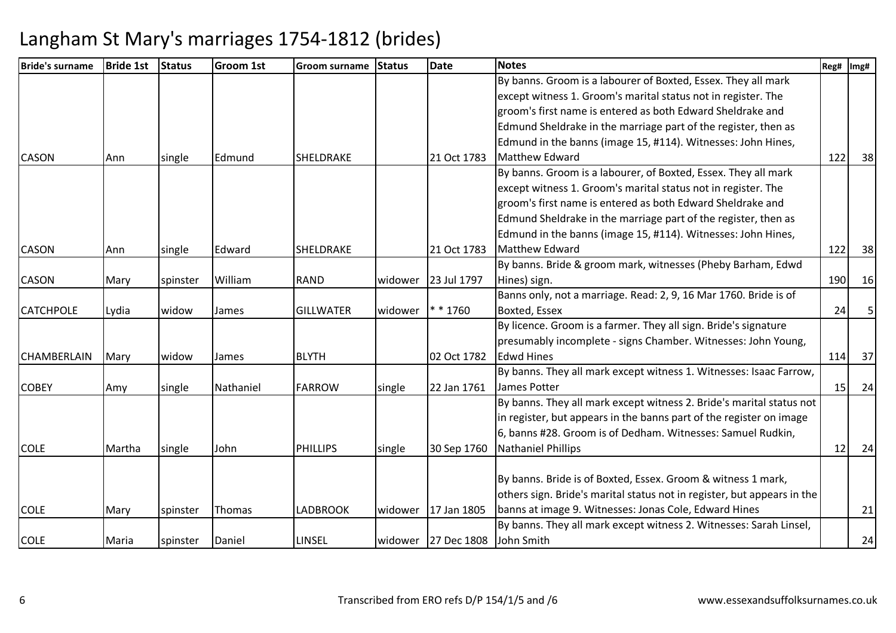# Langham St Mary's marriages 1754-1812 (brides)

| Bride's surname | Bride 1st | Status | Groom 1st | Groom surname | Status | Date | Notes | Reg# | Img# |
|---|---|---|---|---|---|---|---|---|---|
| CASON | Ann | single | Edmund | SHELDRAKE | | 21 Oct 1783 | By banns. Groom is a labourer of Boxted, Essex. They all mark except witness 1. Groom's marital status not in register. The groom's first name is entered as both Edward Sheldrake and Edmund Sheldrake in the marriage part of the register, then as Edmund in the banns (image 15, #114). Witnesses: John Hines, Matthew Edward | 122 | 38 |
| CASON | Ann | single | Edward | SHELDRAKE | | 21 Oct 1783 | By banns. Groom is a labourer, of Boxted, Essex. They all mark except witness 1. Groom's marital status not in register. The groom's first name is entered as both Edward Sheldrake and Edmund Sheldrake in the marriage part of the register, then as Edmund in the banns (image 15, #114). Witnesses: John Hines, Matthew Edward | 122 | 38 |
| CASON | Mary | spinster | William | RAND | widower | 23 Jul 1797 | By banns. Bride & groom mark, witnesses (Pheby Barham, Edwd Hines) sign. | 190 | 16 |
| CATCHPOLE | Lydia | widow | James | GILLWATER | widower | * * 1760 | Banns only, not a marriage. Read: 2, 9, 16 Mar 1760. Bride is of Boxted, Essex | 24 | 5 |
| CHAMBERLAIN | Mary | widow | James | BLYTH | | 02 Oct 1782 | By licence. Groom is a farmer. They all sign. Bride's signature presumably incomplete - signs Chamber. Witnesses: John Young, Edwd Hines | 114 | 37 |
| COBEY | Amy | single | Nathaniel | FARROW | single | 22 Jan 1761 | By banns. They all mark except witness 1. Witnesses: Isaac Farrow, James Potter | 15 | 24 |
| COLE | Martha | single | John | PHILLIPS | single | 30 Sep 1760 | By banns. They all mark except witness 2. Bride's marital status not in register, but appears in the banns part of the register on image 6, banns #28. Groom is of Dedham. Witnesses: Samuel Rudkin, Nathaniel Phillips | 12 | 24 |
| COLE | Mary | spinster | Thomas | LADBROOK | widower | 17 Jan 1805 | By banns. Bride is of Boxted, Essex. Groom & witness 1 mark, others sign. Bride's marital status not in register, but appears in the banns at image 9. Witnesses: Jonas Cole, Edward Hines | | 21 |
| COLE | Maria | spinster | Daniel | LINSEL | widower | 27 Dec 1808 | By banns. They all mark except witness 2. Witnesses: Sarah Linsel, John Smith | | 24 |

Transcribed from ERO refs D/P 154/1/5 and /6

www.essexandsuffolksurnames.co.uk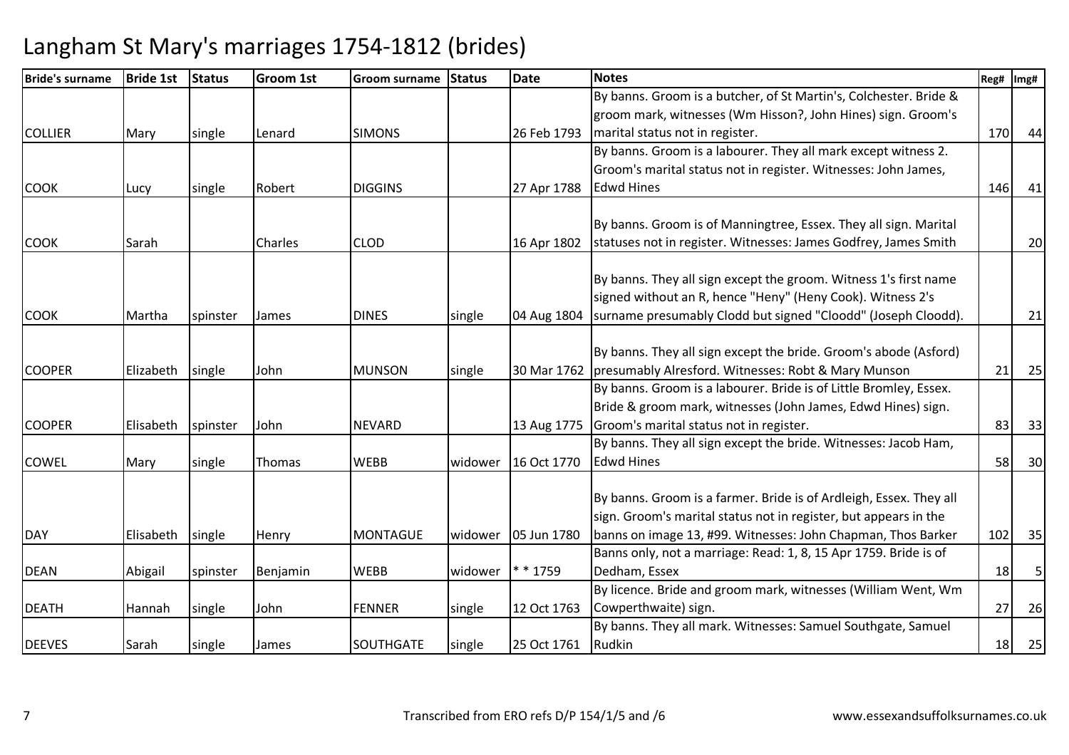# Langham St Mary's marriages 1754-1812 (brides)

| Bride's surname | Bride 1st | Status | Groom 1st | Groom surname | Status | Date | Notes | Reg# | Img# |
|---|---|---|---|---|---|---|---|---|---|
| COLLIER | Mary | single | Lenard | SIMONS | | 26 Feb 1793 | By banns. Groom is a butcher, of St Martin's, Colchester. Bride & groom mark, witnesses (Wm Hisson?, John Hines) sign. Groom's marital status not in register. | 170 | 44 |
| COOK | Lucy | single | Robert | DIGGINS | | 27 Apr 1788 | By banns. Groom is a labourer. They all mark except witness 2. Groom's marital status not in register. Witnesses: John James, Edwd Hines | 146 | 41 |
| COOK | Sarah | | Charles | CLOD | | 16 Apr 1802 | By banns. Groom is of Manningtree, Essex. They all sign. Marital statuses not in register. Witnesses: James Godfrey, James Smith | | 20 |
| COOK | Martha | spinster | James | DINES | single | 04 Aug 1804 | By banns. They all sign except the groom. Witness 1's first name signed without an R, hence "Heny" (Heny Cook). Witness 2's surname presumably Clodd but signed "Cloodd" (Joseph Cloodd). | | 21 |
| COOPER | Elizabeth | single | John | MUNSON | single | 30 Mar 1762 | By banns. They all sign except the bride. Groom's abode (Asford) presumably Alresford. Witnesses: Robt & Mary Munson | 21 | 25 |
| COOPER | Elisabeth | spinster | John | NEVARD | | 13 Aug 1775 | By banns. Groom is a labourer. Bride is of Little Bromley, Essex. Bride & groom mark, witnesses (John James, Edwd Hines) sign. Groom's marital status not in register. | 83 | 33 |
| COWEL | Mary | single | Thomas | WEBB | widower | 16 Oct 1770 | By banns. They all sign except the bride. Witnesses: Jacob Ham, Edwd Hines | 58 | 30 |
| DAY | Elisabeth | single | Henry | MONTAGUE | widower | 05 Jun 1780 | By banns. Groom is a farmer. Bride is of Ardleigh, Essex. They all sign. Groom's marital status not in register, but appears in the banns on image 13, #99. Witnesses: John Chapman, Thos Barker | 102 | 35 |
| DEAN | Abigail | spinster | Benjamin | WEBB | widower | * * 1759 | Banns only, not a marriage: Read: 1, 8, 15 Apr 1759. Bride is of Dedham, Essex | 18 | 5 |
| DEATH | Hannah | single | John | FENNER | single | 12 Oct 1763 | By licence. Bride and groom mark, witnesses (William Went, Wm Cowperthwaite) sign. | 27 | 26 |
| DEEVES | Sarah | single | James | SOUTHGATE | single | 25 Oct 1761 | By banns. They all mark. Witnesses: Samuel Southgate, Samuel Rudkin | 18 | 25 |

Transcribed from ERO refs D/P 154/1/5 and /6

www.essexandsuffolksurnames.co.uk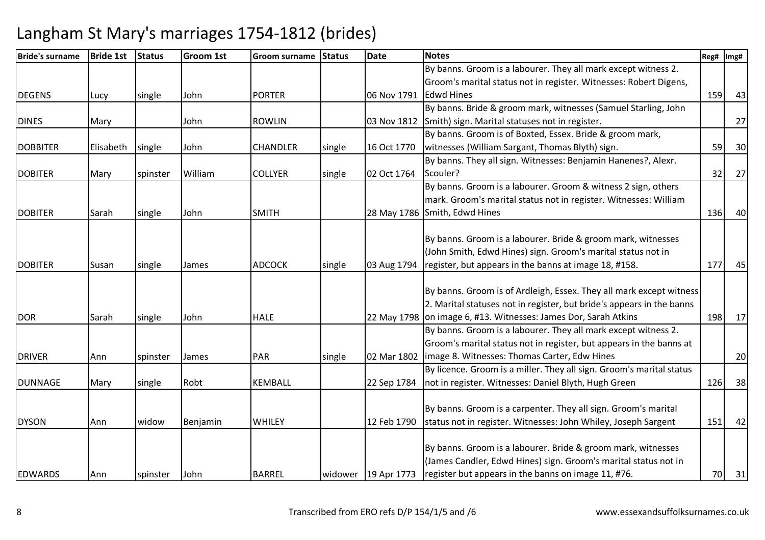# Langham St Mary's marriages 1754-1812 (brides)

| Bride's surname | Bride 1st | Status | Groom 1st | Groom surname | Status | Date | Notes | Reg# | Img# |
|---|---|---|---|---|---|---|---|---|---|
| DEGENS | Lucy | single | John | PORTER | | 06 Nov 1791 | By banns. Groom is a labourer. They all mark except witness 2. Groom's marital status not in register. Witnesses: Robert Digens, Edwd Hines | 159 | 43 |
| DINES | Mary | | John | ROWLIN | | 03 Nov 1812 | By banns. Bride & groom mark, witnesses (Samuel Starling, John Smith) sign. Marital statuses not in register. | | 27 |
| DOBBITER | Elisabeth | single | John | CHANDLER | single | 16 Oct 1770 | By banns. Groom is of Boxted, Essex. Bride & groom mark, witnesses (William Sargant, Thomas Blyth) sign. | 59 | 30 |
| DOBITER | Mary | spinster | William | COLLYER | single | 02 Oct 1764 | By banns. They all sign. Witnesses: Benjamin Hanenes?, Alexr. Scouler? | 32 | 27 |
| DOBITER | Sarah | single | John | SMITH | | 28 May 1786 | By banns. Groom is a labourer. Groom & witness 2 sign, others mark. Groom's marital status not in register. Witnesses: William Smith, Edwd Hines | 136 | 40 |
| DOBITER | Susan | single | James | ADCOCK | single | 03 Aug 1794 | By banns. Groom is a labourer. Bride & groom mark, witnesses (John Smith, Edwd Hines) sign. Groom's marital status not in register, but appears in the banns at image 18, #158. | 177 | 45 |
| DOR | Sarah | single | John | HALE | | 22 May 1798 | By banns. Groom is of Ardleigh, Essex. They all mark except witness 2. Marital statuses not in register, but bride's appears in the banns on image 6, #13. Witnesses: James Dor, Sarah Atkins | 198 | 17 |
| DRIVER | Ann | spinster | James | PAR | single | 02 Mar 1802 | By banns. Groom is a labourer. They all mark except witness 2. Groom's marital status not in register, but appears in the banns at image 8. Witnesses: Thomas Carter, Edw Hines | | 20 |
| DUNNAGE | Mary | single | Robt | KEMBALL | | 22 Sep 1784 | By licence. Groom is a miller. They all sign. Groom's marital status not in register. Witnesses: Daniel Blyth, Hugh Green | 126 | 38 |
| DYSON | Ann | widow | Benjamin | WHILEY | | 12 Feb 1790 | By banns. Groom is a carpenter. They all sign. Groom's marital status not in register. Witnesses: John Whiley, Joseph Sargent | 151 | 42 |
| EDWARDS | Ann | spinster | John | BARREL | widower | 19 Apr 1773 | By banns. Groom is a labourer. Bride & groom mark, witnesses (James Candler, Edwd Hines) sign. Groom's marital status not in register but appears in the banns on image 11, #76. | 70 | 31 |

Transcribed from ERO refs D/P 154/1/5 and /6

www.essexandsuffolksurnames.co.uk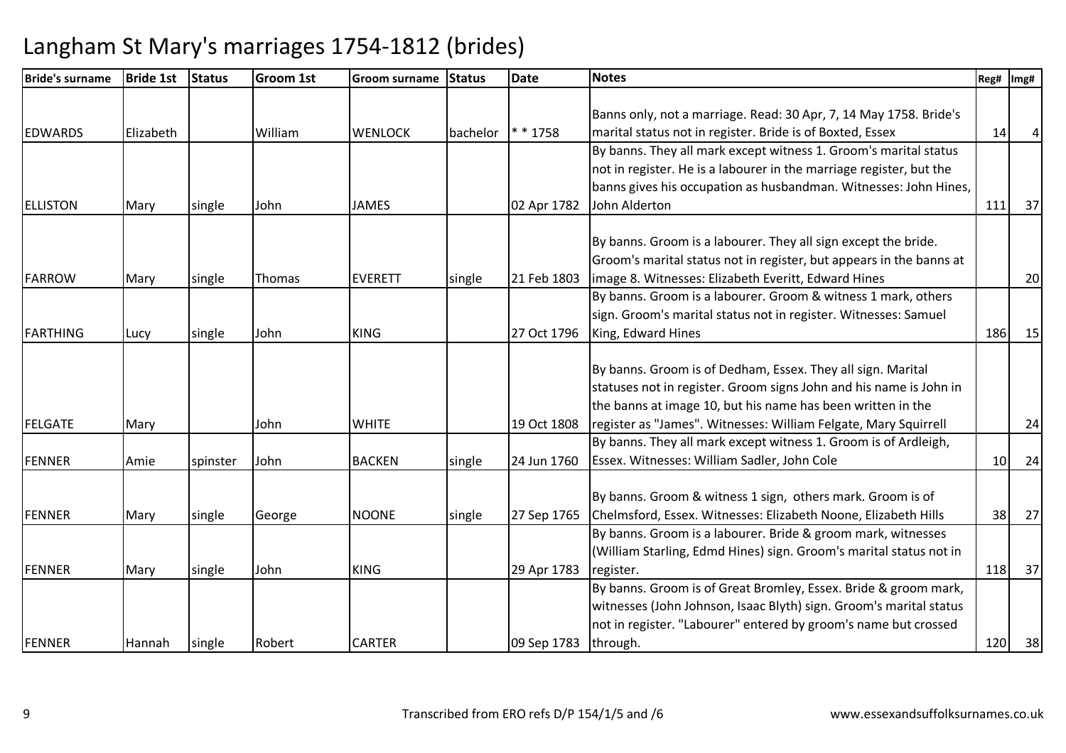# Langham St Mary's marriages 1754-1812 (brides)

| Bride's surname | Bride 1st | Status | Groom 1st | Groom surname | Status | Date | Notes | Reg# | Img# |
|---|---|---|---|---|---|---|---|---|---|
| EDWARDS | Elizabeth | | William | WENLOCK | bachelor | * * 1758 | Banns only, not a marriage. Read: 30 Apr, 7, 14 May 1758. Bride's marital status not in register. Bride is of Boxted, Essex | 14 | 4 |
| ELLISTON | Mary | single | John | JAMES | | 02 Apr 1782 | By banns. They all mark except witness 1. Groom's marital status not in register. He is a labourer in the marriage register, but the banns gives his occupation as husbandman. Witnesses: John Hines, John Alderton | 111 | 37 |
| FARROW | Mary | single | Thomas | EVERETT | single | 21 Feb 1803 | By banns. Groom is a labourer. They all sign except the bride. Groom's marital status not in register, but appears in the banns at image 8. Witnesses: Elizabeth Everitt, Edward Hines | | 20 |
| FARTHING | Lucy | single | John | KING | | 27 Oct 1796 | By banns. Groom is a labourer. Groom & witness 1 mark, others sign. Groom's marital status not in register. Witnesses: Samuel King, Edward Hines | 186 | 15 |
| FELGATE | Mary | | John | WHITE | | 19 Oct 1808 | By banns. Groom is of Dedham, Essex. They all sign. Marital statuses not in register. Groom signs John and his name is John in the banns at image 10, but his name has been written in the register as "James". Witnesses: William Felgate, Mary Squirrell | | 24 |
| FENNER | Amie | spinster | John | BACKEN | single | 24 Jun 1760 | By banns. They all mark except witness 1. Groom is of Ardleigh, Essex. Witnesses: William Sadler, John Cole | 10 | 24 |
| FENNER | Mary | single | George | NOONE | single | 27 Sep 1765 | By banns. Groom & witness 1 sign, others mark. Groom is of Chelmsford, Essex. Witnesses: Elizabeth Noone, Elizabeth Hills | 38 | 27 |
| FENNER | Mary | single | John | KING | | 29 Apr 1783 | By banns. Groom is a labourer. Bride & groom mark, witnesses (William Starling, Edmd Hines) sign. Groom's marital status not in register. | 118 | 37 |
| FENNER | Hannah | single | Robert | CARTER | | 09 Sep 1783 | By banns. Groom is of Great Bromley, Essex. Bride & groom mark, witnesses (John Johnson, Isaac Blyth) sign. Groom's marital status not in register. "Labourer" entered by groom's name but crossed through. | 120 | 38 |

Transcribed from ERO refs D/P 154/1/5 and /6 www.essexandsuffolksurnames.co.uk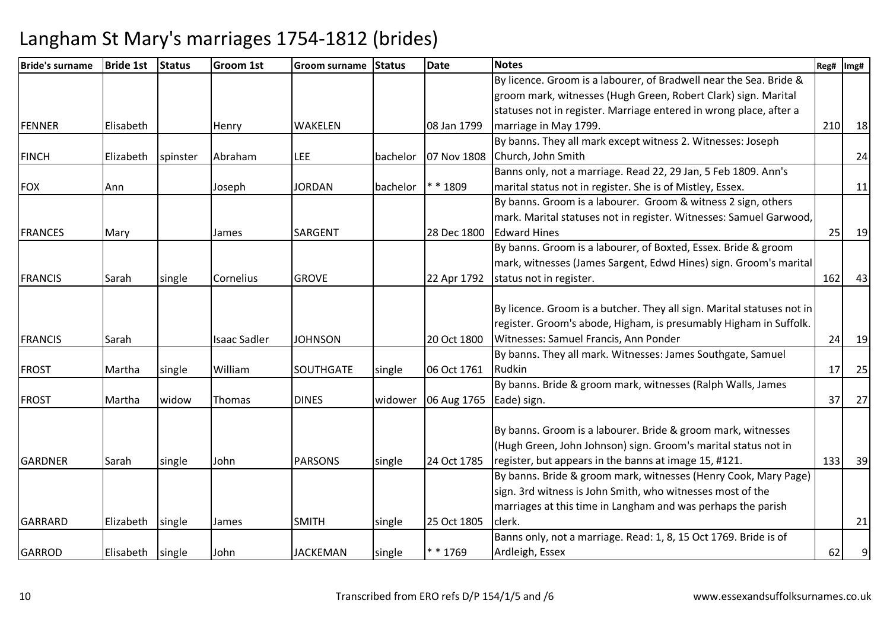# Langham St Mary's marriages 1754-1812 (brides)

| Bride's surname | Bride 1st | Status | Groom 1st | Groom surname | Status | Date | Notes | Reg# | Img# |
|---|---|---|---|---|---|---|---|---|---|
| FENNER | Elisabeth | | Henry | WAKELEN | | 08 Jan 1799 | By licence. Groom is a labourer, of Bradwell near the Sea. Bride & groom mark, witnesses (Hugh Green, Robert Clark) sign. Marital statuses not in register. Marriage entered in wrong place, after a marriage in May 1799. | 210 | 18 |
| FINCH | Elizabeth | spinster | Abraham | LEE | bachelor | 07 Nov 1808 | By banns. They all mark except witness 2. Witnesses: Joseph Church, John Smith | | 24 |
| FOX | Ann | | Joseph | JORDAN | bachelor | * * 1809 | Banns only, not a marriage. Read 22, 29 Jan, 5 Feb 1809. Ann's marital status not in register. She is of Mistley, Essex. | | 11 |
| FRANCES | Mary | | James | SARGENT | | 28 Dec 1800 | By banns. Groom is a labourer. Groom & witness 2 sign, others mark. Marital statuses not in register. Witnesses: Samuel Garwood, Edward Hines | 25 | 19 |
| FRANCIS | Sarah | single | Cornelius | GROVE | | 22 Apr 1792 | By banns. Groom is a labourer, of Boxted, Essex. Bride & groom mark, witnesses (James Sargent, Edwd Hines) sign. Groom's marital status not in register. | 162 | 43 |
| FRANCIS | Sarah | | Isaac Sadler | JOHNSON | | 20 Oct 1800 | By licence. Groom is a butcher. They all sign. Marital statuses not in register. Groom's abode, Higham, is presumably Higham in Suffolk. Witnesses: Samuel Francis, Ann Ponder | 24 | 19 |
| FROST | Martha | single | William | SOUTHGATE | single | 06 Oct 1761 | By banns. They all mark. Witnesses: James Southgate, Samuel Rudkin | 17 | 25 |
| FROST | Martha | widow | Thomas | DINES | widower | 06 Aug 1765 | By banns. Bride & groom mark, witnesses (Ralph Walls, James Eade) sign. | 37 | 27 |
| GARDNER | Sarah | single | John | PARSONS | single | 24 Oct 1785 | By banns. Groom is a labourer. Bride & groom mark, witnesses (Hugh Green, John Johnson) sign. Groom's marital status not in register, but appears in the banns at image 15, #121. | 133 | 39 |
| GARRARD | Elizabeth | single | James | SMITH | single | 25 Oct 1805 | By banns. Bride & groom mark, witnesses (Henry Cook, Mary Page) sign. 3rd witness is John Smith, who witnesses most of the marriages at this time in Langham and was perhaps the parish clerk. | | 21 |
| GARROD | Elisabeth | single | John | JACKEMAN | single | * * 1769 | Banns only, not a marriage. Read: 1, 8, 15 Oct 1769. Bride is of Ardleigh, Essex | 62 | 9 |

Transcribed from ERO refs D/P 154/1/5 and /6

www.essexandsuffolksurnames.co.uk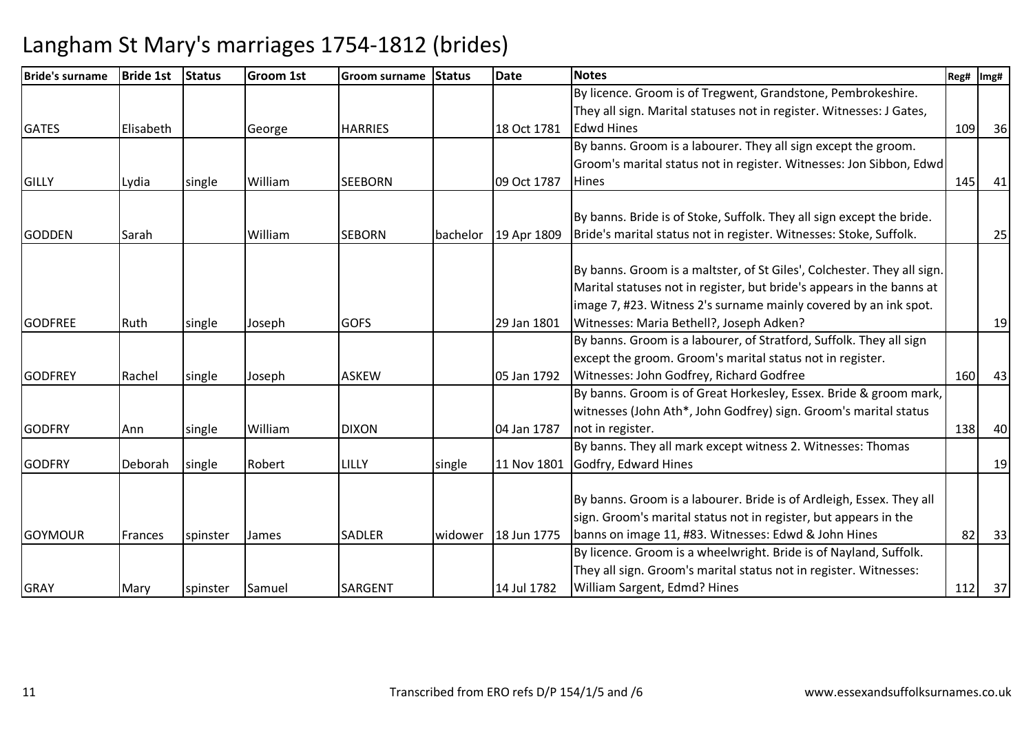# Langham St Mary's marriages 1754-1812 (brides)

| Bride's surname | Bride 1st | Status | Groom 1st | Groom surname | Status | Date | Notes | Reg# | Img# |
|---|---|---|---|---|---|---|---|---|---|
| GATES | Elisabeth | | George | HARRIES | | 18 Oct 1781 | By licence. Groom is of Tregwent, Grandstone, Pembrokeshire. They all sign. Marital statuses not in register. Witnesses: J Gates, Edwd Hines | 109 | 36 |
| GILLY | Lydia | single | William | SEEBORN | | 09 Oct 1787 | By banns. Groom is a labourer. They all sign except the groom. Groom's marital status not in register. Witnesses: Jon Sibbon, Edwd Hines | 145 | 41 |
| GODDEN | Sarah | | William | SEBORN | bachelor | 19 Apr 1809 | By banns. Bride is of Stoke, Suffolk. They all sign except the bride. Bride's marital status not in register. Witnesses: Stoke, Suffolk. | | 25 |
| GODFREE | Ruth | single | Joseph | GOFS | | 29 Jan 1801 | By banns. Groom is a maltster, of St Giles', Colchester. They all sign. Marital statuses not in register, but bride's appears in the banns at image 7, #23. Witness 2's surname mainly covered by an ink spot. Witnesses: Maria Bethell?, Joseph Adken? | | 19 |
| GODFREY | Rachel | single | Joseph | ASKEW | | 05 Jan 1792 | By banns. Groom is a labourer, of Stratford, Suffolk. They all sign except the groom. Groom's marital status not in register. Witnesses: John Godfrey, Richard Godfree | 160 | 43 |
| GODFRY | Ann | single | William | DIXON | | 04 Jan 1787 | By banns. Groom is of Great Horkesley, Essex. Bride & groom mark, witnesses (John Ath*, John Godfrey) sign. Groom's marital status not in register. | 138 | 40 |
| GODFRY | Deborah | single | Robert | LILLY | single | 11 Nov 1801 | By banns. They all mark except witness 2. Witnesses: Thomas Godfry, Edward Hines | | 19 |
| GOYMOUR | Frances | spinster | James | SADLER | widower | 18 Jun 1775 | By banns. Groom is a labourer. Bride is of Ardleigh, Essex. They all sign. Groom's marital status not in register, but appears in the banns on image 11, #83. Witnesses: Edwd & John Hines | 82 | 33 |
| GRAY | Mary | spinster | Samuel | SARGENT | | 14 Jul 1782 | By licence. Groom is a wheelwright. Bride is of Nayland, Suffolk. They all sign. Groom's marital status not in register. Witnesses: William Sargent, Edmd? Hines | 112 | 37 |

Transcribed from ERO refs D/P 154/1/5 and /6 www.essexandsuffolksurnames.co.uk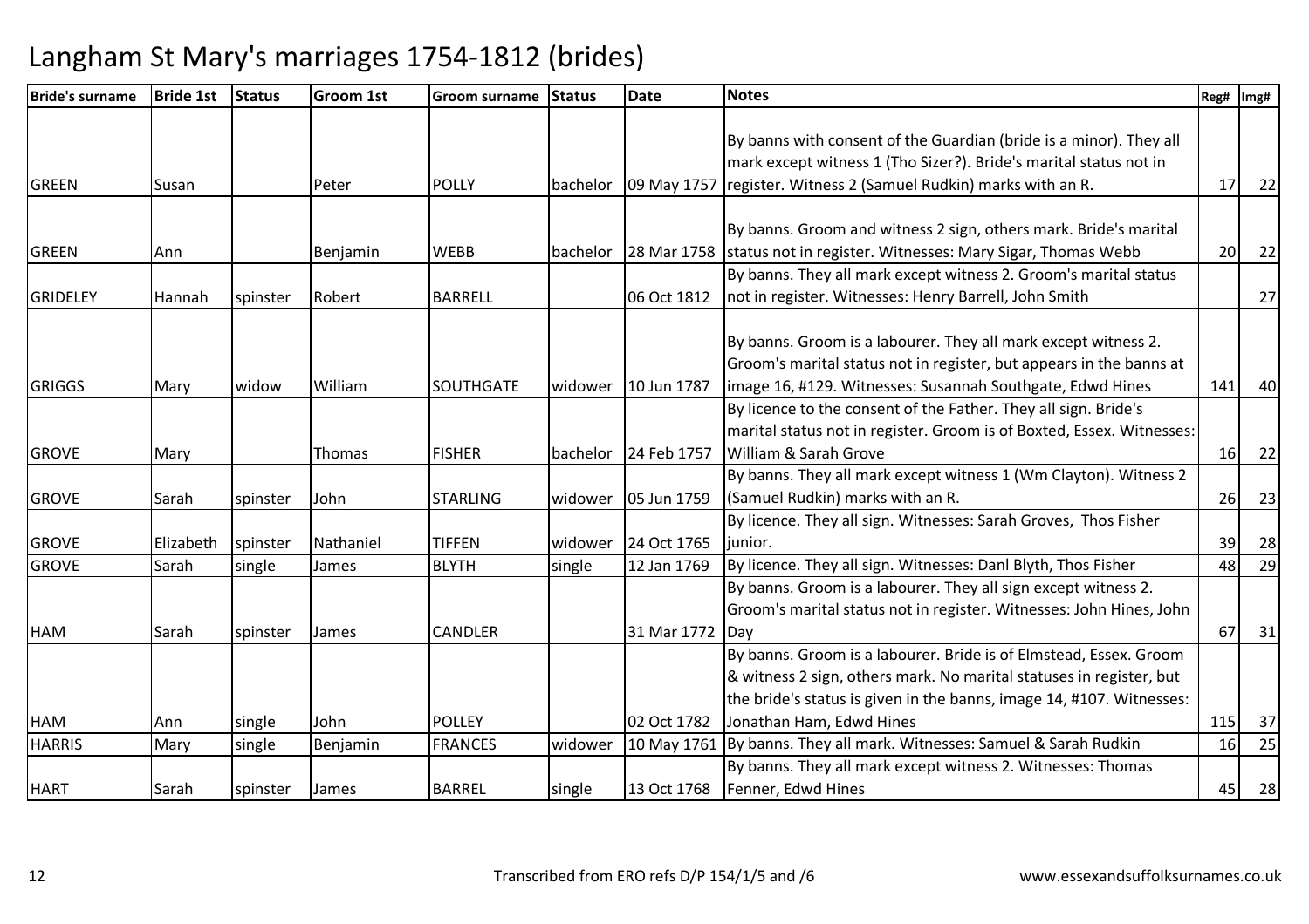# Langham St Mary's marriages 1754-1812 (brides)

| Bride's surname | Bride 1st | Status | Groom 1st | Groom surname | Status | Date | Notes | Reg# | Img# |
|---|---|---|---|---|---|---|---|---|---|
| GREEN | Susan | | Peter | POLLY | bachelor | 09 May 1757 | By banns with consent of the Guardian (bride is a minor). They all mark except witness 1 (Tho Sizer?). Bride's marital status not in register. Witness 2 (Samuel Rudkin) marks with an R. | 17 | 22 |
| GREEN | Ann | | Benjamin | WEBB | bachelor | 28 Mar 1758 | By banns. Groom and witness 2 sign, others mark. Bride's marital status not in register. Witnesses: Mary Sigar, Thomas Webb | 20 | 22 |
| GRIDELEY | Hannah | spinster | Robert | BARRELL | | 06 Oct 1812 | By banns. They all mark except witness 2. Groom's marital status not in register. Witnesses: Henry Barrell, John Smith | | 27 |
| GRIGGS | Mary | widow | William | SOUTHGATE | widower | 10 Jun 1787 | By banns. Groom is a labourer. They all mark except witness 2. Groom's marital status not in register, but appears in the banns at image 16, #129. Witnesses: Susannah Southgate, Edwd Hines | 141 | 40 |
| GROVE | Mary | | Thomas | FISHER | bachelor | 24 Feb 1757 | By licence to the consent of the Father. They all sign. Bride's marital status not in register. Groom is of Boxted, Essex. Witnesses: William & Sarah Grove | 16 | 22 |
| GROVE | Sarah | spinster | John | STARLING | widower | 05 Jun 1759 | By banns. They all mark except witness 1 (Wm Clayton). Witness 2 (Samuel Rudkin) marks with an R. | 26 | 23 |
| GROVE | Elizabeth | spinster | Nathaniel | TIFFEN | widower | 24 Oct 1765 | By licence. They all sign. Witnesses: Sarah Groves, Thos Fisher junior. | 39 | 28 |
| GROVE | Sarah | single | James | BLYTH | single | 12 Jan 1769 | By licence. They all sign. Witnesses: Danl Blyth, Thos Fisher | 48 | 29 |
| HAM | Sarah | spinster | James | CANDLER | | 31 Mar 1772 | By banns. Groom is a labourer. They all sign except witness 2. Groom's marital status not in register. Witnesses: John Hines, John Day | 67 | 31 |
| HAM | Ann | single | John | POLLEY | | 02 Oct 1782 | By banns. Groom is a labourer. Bride is of Elmstead, Essex. Groom & witness 2 sign, others mark. No marital statuses in register, but the bride's status is given in the banns, image 14, #107. Witnesses: Jonathan Ham, Edwd Hines | 115 | 37 |
| HARRIS | Mary | single | Benjamin | FRANCES | widower | 10 May 1761 | By banns. They all mark. Witnesses: Samuel & Sarah Rudkin | 16 | 25 |
| HART | Sarah | spinster | James | BARREL | single | 13 Oct 1768 | By banns. They all mark except witness 2. Witnesses: Thomas Fenner, Edwd Hines | 45 | 28 |

Transcribed from ERO refs D/P 154/1/5 and /6

www.essexandsuffolksurnames.co.uk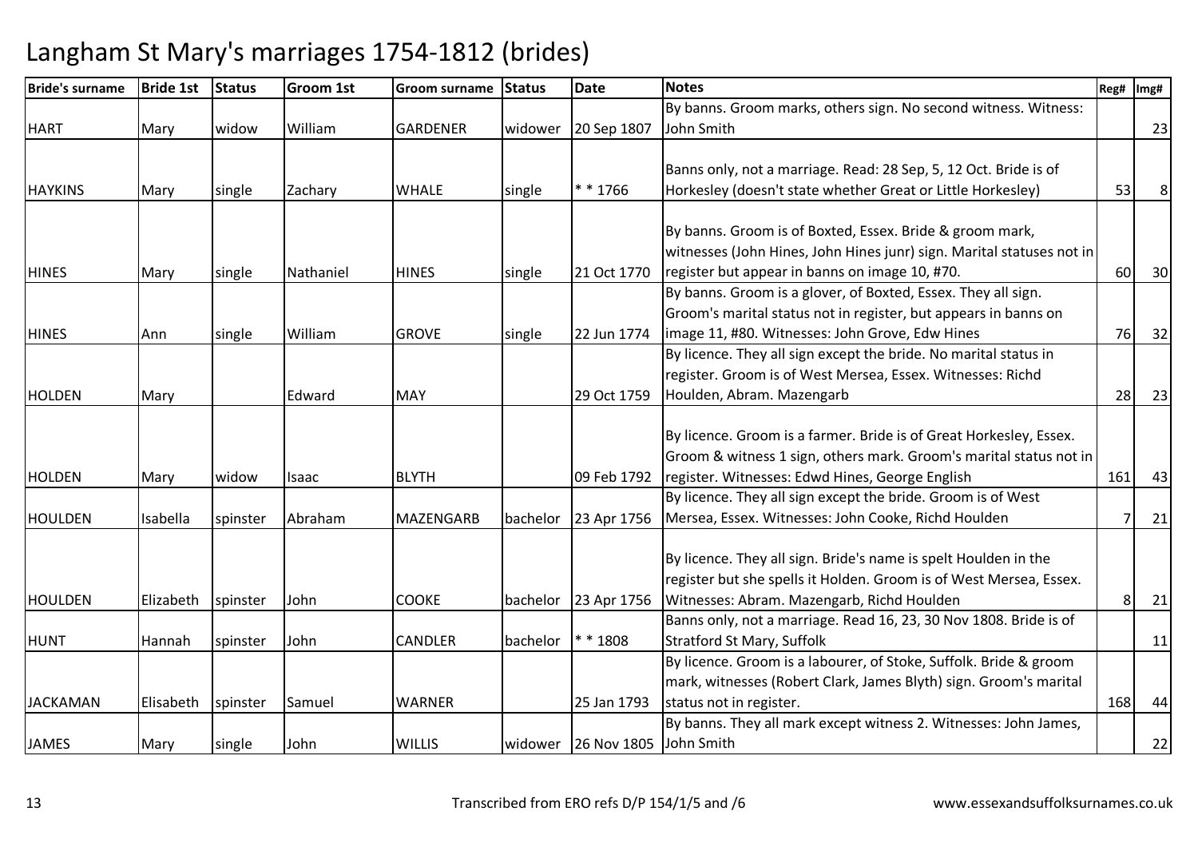# Langham St Mary's marriages 1754-1812 (brides)

| Bride's surname | Bride 1st | Status | Groom 1st | Groom surname | Status | Date | Notes | Reg# | Img# |
|---|---|---|---|---|---|---|---|---|---|
| HART | Mary | widow | William | GARDENER | widower | 20 Sep 1807 | By banns. Groom marks, others sign. No second witness. Witness: John Smith | | 23 |
| HAYKINS | Mary | single | Zachary | WHALE | single | * * 1766 | Banns only, not a marriage. Read: 28 Sep, 5, 12 Oct. Bride is of Horkesley (doesn't state whether Great or Little Horkesley) | 53 | 8 |
| HINES | Mary | single | Nathaniel | HINES | single | 21 Oct 1770 | By banns. Groom is of Boxted, Essex. Bride & groom mark, witnesses (John Hines, John Hines junr) sign. Marital statuses not in register but appear in banns on image 10, #70. | 60 | 30 |
| HINES | Ann | single | William | GROVE | single | 22 Jun 1774 | By banns. Groom is a glover, of Boxted, Essex. They all sign. Groom's marital status not in register, but appears in banns on image 11, #80. Witnesses: John Grove, Edw Hines | 76 | 32 |
| HOLDEN | Mary | | Edward | MAY | | 29 Oct 1759 | By licence. They all sign except the bride. No marital status in register. Groom is of West Mersea, Essex. Witnesses: Richd Houlden, Abram. Mazengarb | 28 | 23 |
| HOLDEN | Mary | widow | Isaac | BLYTH | | 09 Feb 1792 | By licence. Groom is a farmer. Bride is of Great Horkesley, Essex. Groom & witness 1 sign, others mark. Groom's marital status not in register. Witnesses: Edwd Hines, George English | 161 | 43 |
| HOULDEN | Isabella | spinster | Abraham | MAZENGARB | bachelor | 23 Apr 1756 | By licence. They all sign except the bride. Groom is of West Mersea, Essex. Witnesses: John Cooke, Richd Houlden | 7 | 21 |
| HOULDEN | Elizabeth | spinster | John | COOKE | bachelor | 23 Apr 1756 | By licence. They all sign. Bride's name is spelt Houlden in the register but she spells it Holden. Groom is of West Mersea, Essex. Witnesses: Abram. Mazengarb, Richd Houlden | 8 | 21 |
| HUNT | Hannah | spinster | John | CANDLER | bachelor | * * 1808 | Banns only, not a marriage. Read 16, 23, 30 Nov 1808. Bride is of Stratford St Mary, Suffolk | | 11 |
| JACKAMAN | Elisabeth | spinster | Samuel | WARNER | | 25 Jan 1793 | By licence. Groom is a labourer, of Stoke, Suffolk. Bride & groom mark, witnesses (Robert Clark, James Blyth) sign. Groom's marital status not in register. | 168 | 44 |
| JAMES | Mary | single | John | WILLIS | widower | 26 Nov 1805 | By banns. They all mark except witness 2. Witnesses: John James, John Smith | | 22 |

Transcribed from ERO refs D/P 154/1/5 and /6 www.essexandsuffolksurnames.co.uk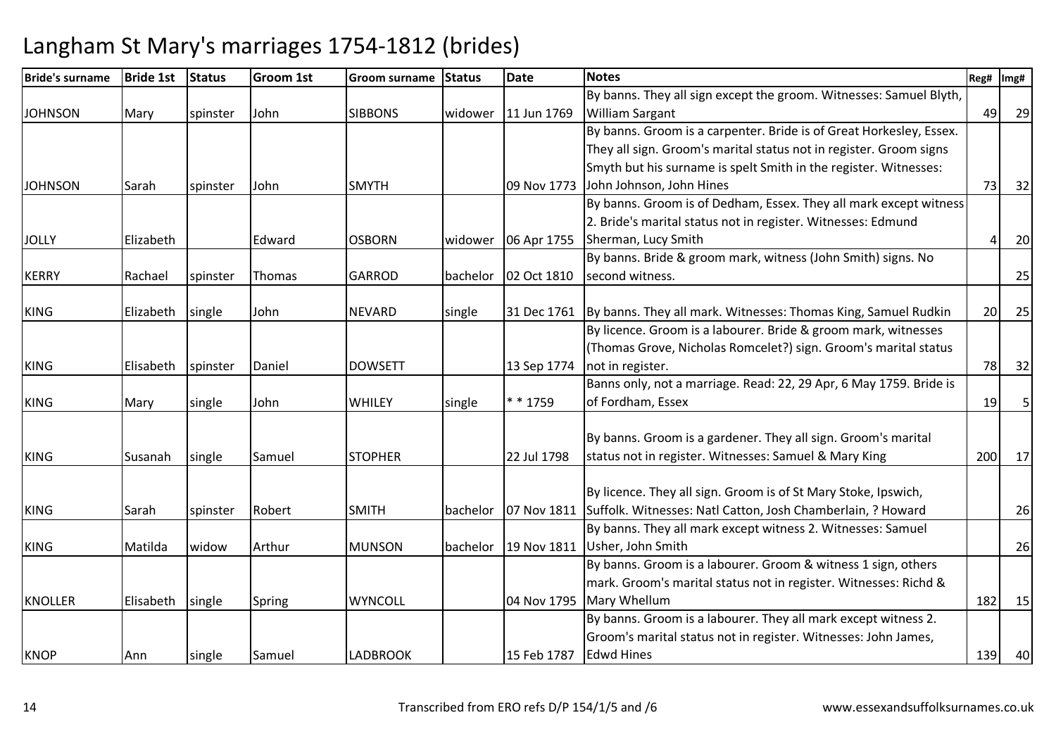# Langham St Mary's marriages 1754-1812 (brides)

| Bride's surname | Bride 1st | Status | Groom 1st | Groom surname | Status | Date | Notes | Reg# | Img# |
|---|---|---|---|---|---|---|---|---|---|
| JOHNSON | Mary | spinster | John | SIBBONS | widower | 11 Jun 1769 | By banns. They all sign except the groom. Witnesses: Samuel Blyth, William Sargant | 49 | 29 |
| JOHNSON | Sarah | spinster | John | SMYTH | | 09 Nov 1773 | By banns. Groom is a carpenter. Bride is of Great Horkesley, Essex. They all sign. Groom's marital status not in register. Groom signs Smyth but his surname is spelt Smith in the register. Witnesses: John Johnson, John Hines | 73 | 32 |
| JOLLY | Elizabeth | | Edward | OSBORN | widower | 06 Apr 1755 | By banns. Groom is of Dedham, Essex. They all mark except witness 2. Bride's marital status not in register. Witnesses: Edmund Sherman, Lucy Smith | 4 | 20 |
| KERRY | Rachael | spinster | Thomas | GARROD | bachelor | 02 Oct 1810 | By banns. Bride & groom mark, witness (John Smith) signs. No second witness. | | 25 |
| KING | Elizabeth | single | John | NEVARD | single | 31 Dec 1761 | By banns. They all mark. Witnesses: Thomas King, Samuel Rudkin | 20 | 25 |
| KING | Elisabeth | spinster | Daniel | DOWSETT | | 13 Sep 1774 | By licence. Groom is a labourer. Bride & groom mark, witnesses (Thomas Grove, Nicholas Romcelet?) sign. Groom's marital status not in register. | 78 | 32 |
| KING | Mary | single | John | WHILEY | single | * * 1759 | Banns only, not a marriage. Read: 22, 29 Apr, 6 May 1759. Bride is of Fordham, Essex | 19 | 5 |
| KING | Susanah | single | Samuel | STOPHER | | 22 Jul 1798 | By banns. Groom is a gardener. They all sign. Groom's marital status not in register. Witnesses: Samuel & Mary King | 200 | 17 |
| KING | Sarah | spinster | Robert | SMITH | bachelor | 07 Nov 1811 | By licence. They all sign. Groom is of St Mary Stoke, Ipswich, Suffolk. Witnesses: Natl Catton, Josh Chamberlain, ? Howard | | 26 |
| KING | Matilda | widow | Arthur | MUNSON | bachelor | 19 Nov 1811 | By banns. They all mark except witness 2. Witnesses: Samuel Usher, John Smith | | 26 |
| KNOLLER | Elisabeth | single | Spring | WYNCOLL | | 04 Nov 1795 | By banns. Groom is a labourer. Groom & witness 1 sign, others mark. Groom's marital status not in register. Witnesses: Richd & Mary Whellum | 182 | 15 |
| KNOP | Ann | single | Samuel | LADBROOK | | 15 Feb 1787 | By banns. Groom is a labourer. They all mark except witness 2. Groom's marital status not in register. Witnesses: John James, Edwd Hines | 139 | 40 |

Transcribed from ERO refs D/P 154/1/5 and /6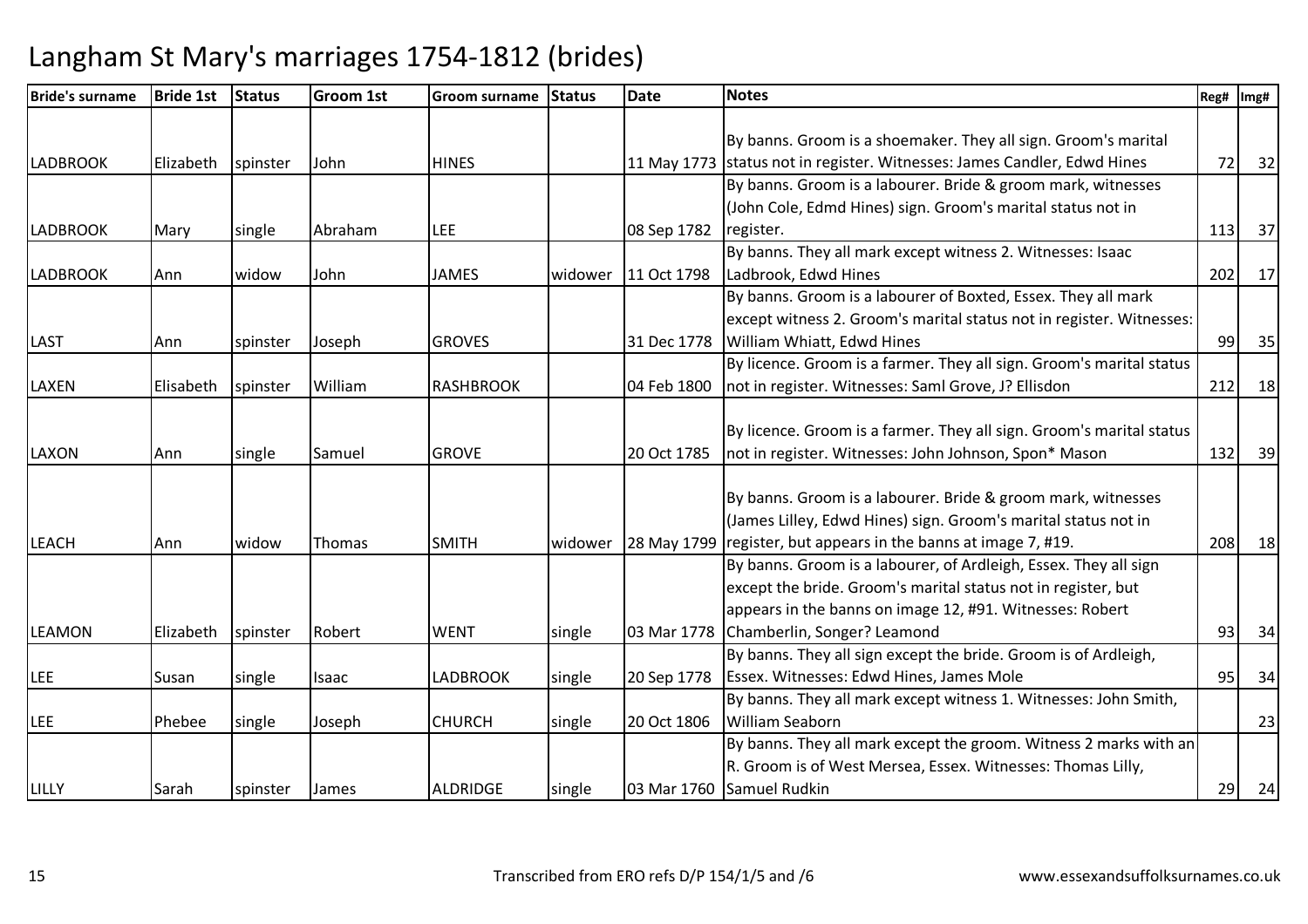# Langham St Mary's marriages 1754-1812 (brides)

| Bride's surname | Bride 1st | Status | Groom 1st | Groom surname | Status | Date | Notes | Reg# | Img# |
|---|---|---|---|---|---|---|---|---|---|
| LADBROOK | Elizabeth | spinster | John | HINES | | 11 May 1773 | By banns. Groom is a shoemaker. They all sign. Groom's marital status not in register. Witnesses: James Candler, Edwd Hines | 72 | 32 |
| LADBROOK | Mary | single | Abraham | LEE | | 08 Sep 1782 | By banns. Groom is a labourer. Bride & groom mark, witnesses (John Cole, Edmd Hines) sign. Groom's marital status not in register. | 113 | 37 |
| LADBROOK | Ann | widow | John | JAMES | widower | 11 Oct 1798 | By banns. They all mark except witness 2. Witnesses: Isaac Ladbrook, Edwd Hines | 202 | 17 |
| LAST | Ann | spinster | Joseph | GROVES | | 31 Dec 1778 | By banns. Groom is a labourer of Boxted, Essex. They all mark except witness 2. Groom's marital status not in register. Witnesses: William Whiatt, Edwd Hines | 99 | 35 |
| LAXEN | Elisabeth | spinster | William | RASHBROOK | | 04 Feb 1800 | By licence. Groom is a farmer. They all sign. Groom's marital status not in register. Witnesses: Saml Grove, J? Ellisdon | 212 | 18 |
| LAXON | Ann | single | Samuel | GROVE | | 20 Oct 1785 | By licence. Groom is a farmer. They all sign. Groom's marital status not in register. Witnesses: John Johnson, Spon* Mason | 132 | 39 |
| LEACH | Ann | widow | Thomas | SMITH | widower | 28 May 1799 | By banns. Groom is a labourer. Bride & groom mark, witnesses (James Lilley, Edwd Hines) sign. Groom's marital status not in register, but appears in the banns at image 7, #19. | 208 | 18 |
| LEAMON | Elizabeth | spinster | Robert | WENT | single | 03 Mar 1778 | By banns. Groom is a labourer, of Ardleigh, Essex. They all sign except the bride. Groom's marital status not in register, but appears in the banns on image 12, #91. Witnesses: Robert Chamberlin, Songer? Leamond | 93 | 34 |
| LEE | Susan | single | Isaac | LADBROOK | single | 20 Sep 1778 | By banns. They all sign except the bride. Groom is of Ardleigh, Essex. Witnesses: Edwd Hines, James Mole | 95 | 34 |
| LEE | Phebee | single | Joseph | CHURCH | single | 20 Oct 1806 | By banns. They all mark except witness 1. Witnesses: John Smith, William Seaborn | | 23 |
| LILLY | Sarah | spinster | James | ALDRIDGE | single | 03 Mar 1760 | By banns. They all mark except the groom. Witness 2 marks with an R. Groom is of West Mersea, Essex. Witnesses: Thomas Lilly, Samuel Rudkin | 29 | 24 |

Transcribed from ERO refs D/P 154/1/5 and /6 www.essexandsuffolksurnames.co.uk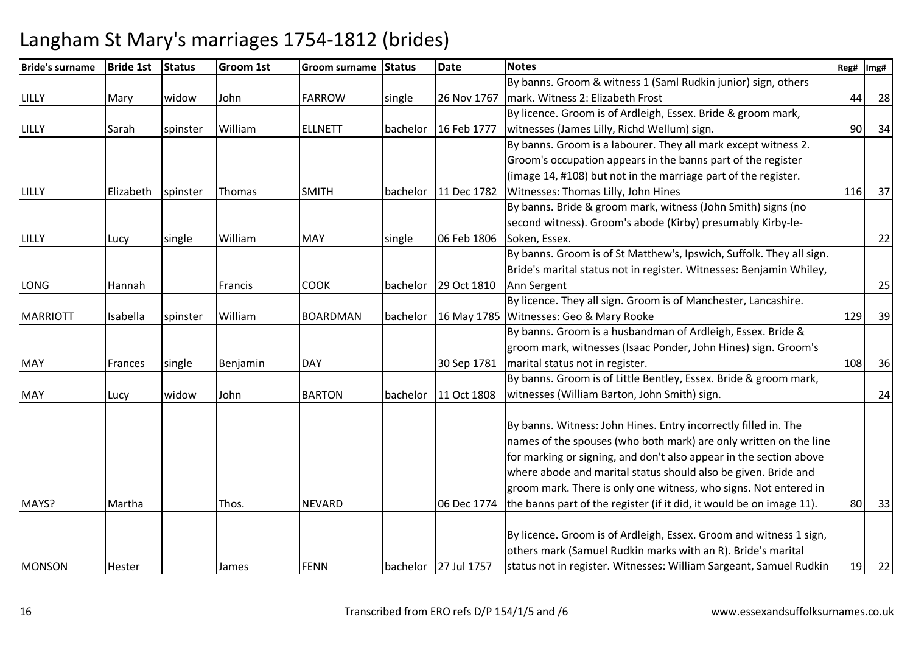# Langham St Mary's marriages 1754-1812 (brides)

| Bride's surname | Bride 1st | Status | Groom 1st | Groom surname | Status | Date | Notes | Reg# | Img# |
|---|---|---|---|---|---|---|---|---|---|
| LILLY | Mary | widow | John | FARROW | single | 26 Nov 1767 | By banns. Groom & witness 1 (Saml Rudkin junior) sign, others mark. Witness 2: Elizabeth Frost | 44 | 28 |
| LILLY | Sarah | spinster | William | ELLNETT | bachelor | 16 Feb 1777 | By licence. Groom is of Ardleigh, Essex. Bride & groom mark, witnesses (James Lilly, Richd Wellum) sign. | 90 | 34 |
| LILLY | Elizabeth | spinster | Thomas | SMITH | bachelor | 11 Dec 1782 | By banns. Groom is a labourer. They all mark except witness 2. Groom's occupation appears in the banns part of the register (image 14, #108) but not in the marriage part of the register. Witnesses: Thomas Lilly, John Hines | 116 | 37 |
| LILLY | Lucy | single | William | MAY | single | 06 Feb 1806 | By banns. Bride & groom mark, witness (John Smith) signs (no second witness). Groom's abode (Kirby) presumably Kirby-le-Soken, Essex. | | 22 |
| LONG | Hannah | | Francis | COOK | bachelor | 29 Oct 1810 | By banns. Groom is of St Matthew's, Ipswich, Suffolk. They all sign. Bride's marital status not in register. Witnesses: Benjamin Whiley, Ann Sergent | | 25 |
| MARRIOTT | Isabella | spinster | William | BOARDMAN | bachelor | 16 May 1785 | By licence. They all sign. Groom is of Manchester, Lancashire. Witnesses: Geo & Mary Rooke | 129 | 39 |
| MAY | Frances | single | Benjamin | DAY | | 30 Sep 1781 | By banns. Groom is a husbandman of Ardleigh, Essex. Bride & groom mark, witnesses (Isaac Ponder, John Hines) sign. Groom's marital status not in register. | 108 | 36 |
| MAY | Lucy | widow | John | BARTON | bachelor | 11 Oct 1808 | By banns. Groom is of Little Bentley, Essex. Bride & groom mark, witnesses (William Barton, John Smith) sign. | | 24 |
| MAYS? | Martha | | Thos. | NEVARD | | 06 Dec 1774 | By banns. Witness: John Hines. Entry incorrectly filled in. The names of the spouses (who both mark) are only written on the line for marking or signing, and don't also appear in the section above where abode and marital status should also be given. Bride and groom mark. There is only one witness, who signs. Not entered in the banns part of the register (if it did, it would be on image 11). | 80 | 33 |
| MONSON | Hester | | James | FENN | bachelor | 27 Jul 1757 | By licence. Groom is of Ardleigh, Essex. Groom and witness 1 sign, others mark (Samuel Rudkin marks with an R). Bride's marital status not in register. Witnesses: William Sargeant, Samuel Rudkin | 19 | 22 |

Transcribed from ERO refs D/P 154/1/5 and /6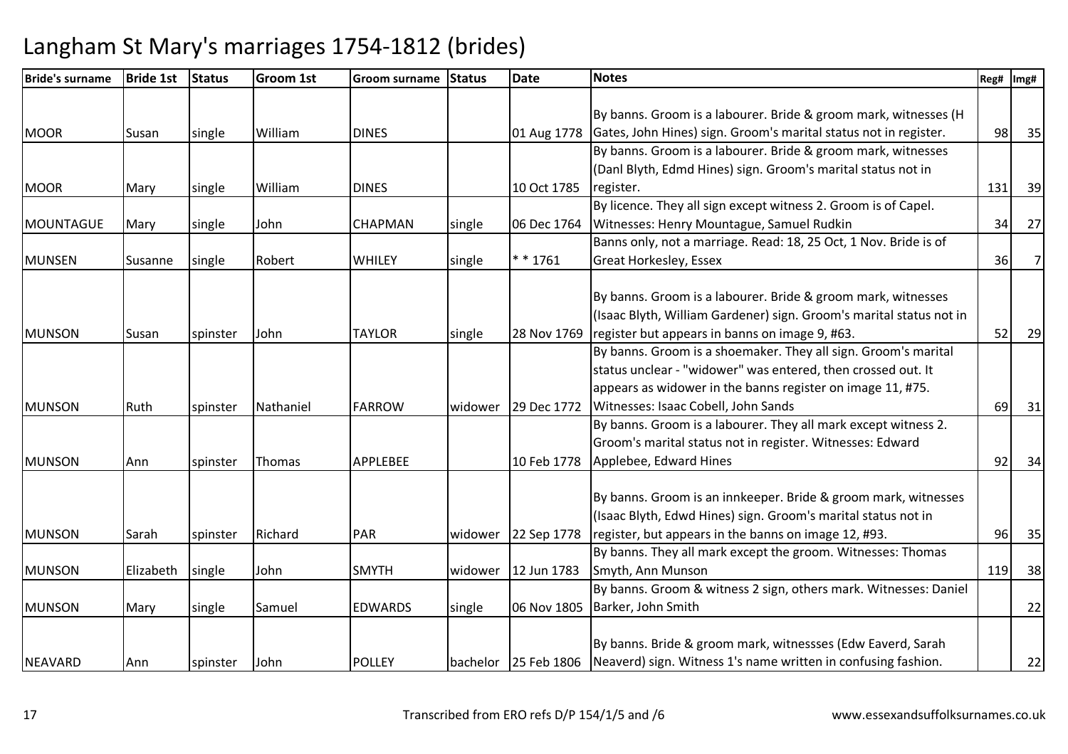# Langham St Mary's marriages 1754-1812 (brides)

| Bride's surname | Bride 1st | Status | Groom 1st | Groom surname | Status | Date | Notes | Reg# | Img# |
|---|---|---|---|---|---|---|---|---|---|
| MOOR | Susan | single | William | DINES | | 01 Aug 1778 | By banns. Groom is a labourer. Bride & groom mark, witnesses (H Gates, John Hines) sign. Groom's marital status not in register. | 98 | 35 |
| MOOR | Mary | single | William | DINES | | 10 Oct 1785 | By banns. Groom is a labourer. Bride & groom mark, witnesses (Danl Blyth, Edmd Hines) sign. Groom's marital status not in register. | 131 | 39 |
| MOUNTAGUE | Mary | single | John | CHAPMAN | single | 06 Dec 1764 | By licence. They all sign except witness 2. Groom is of Capel. Witnesses: Henry Mountague, Samuel Rudkin | 34 | 27 |
| MUNSEN | Susanne | single | Robert | WHILEY | single | * * 1761 | Banns only, not a marriage. Read: 18, 25 Oct, 1 Nov. Bride is of Great Horkesley, Essex | 36 | 7 |
| MUNSON | Susan | spinster | John | TAYLOR | single | 28 Nov 1769 | By banns. Groom is a labourer. Bride & groom mark, witnesses (Isaac Blyth, William Gardener) sign. Groom's marital status not in register but appears in banns on image 9, #63. | 52 | 29 |
| MUNSON | Ruth | spinster | Nathaniel | FARROW | widower | 29 Dec 1772 | By banns. Groom is a shoemaker. They all sign. Groom's marital status unclear - "widower" was entered, then crossed out. It appears as widower in the banns register on image 11, #75. Witnesses: Isaac Cobell, John Sands | 69 | 31 |
| MUNSON | Ann | spinster | Thomas | APPLEBEE | | 10 Feb 1778 | By banns. Groom is a labourer. They all mark except witness 2. Groom's marital status not in register. Witnesses: Edward Applebee, Edward Hines | 92 | 34 |
| MUNSON | Sarah | spinster | Richard | PAR | widower | 22 Sep 1778 | By banns. Groom is an innkeeper. Bride & groom mark, witnesses (Isaac Blyth, Edwd Hines) sign. Groom's marital status not in register, but appears in the banns on image 12, #93. | 96 | 35 |
| MUNSON | Elizabeth | single | John | SMYTH | widower | 12 Jun 1783 | By banns. They all mark except the groom. Witnesses: Thomas Smyth, Ann Munson | 119 | 38 |
| MUNSON | Mary | single | Samuel | EDWARDS | single | 06 Nov 1805 | By banns. Groom & witness 2 sign, others mark. Witnesses: Daniel Barker, John Smith | | 22 |
| NEAVARD | Ann | spinster | John | POLLEY | bachelor | 25 Feb 1806 | By banns. Bride & groom mark, witnessses (Edw Eaverd, Sarah Neaverd) sign. Witness 1's name written in confusing fashion. | | 22 |

Transcribed from ERO refs D/P 154/1/5 and /6 www.essexandsuffolksurnames.co.uk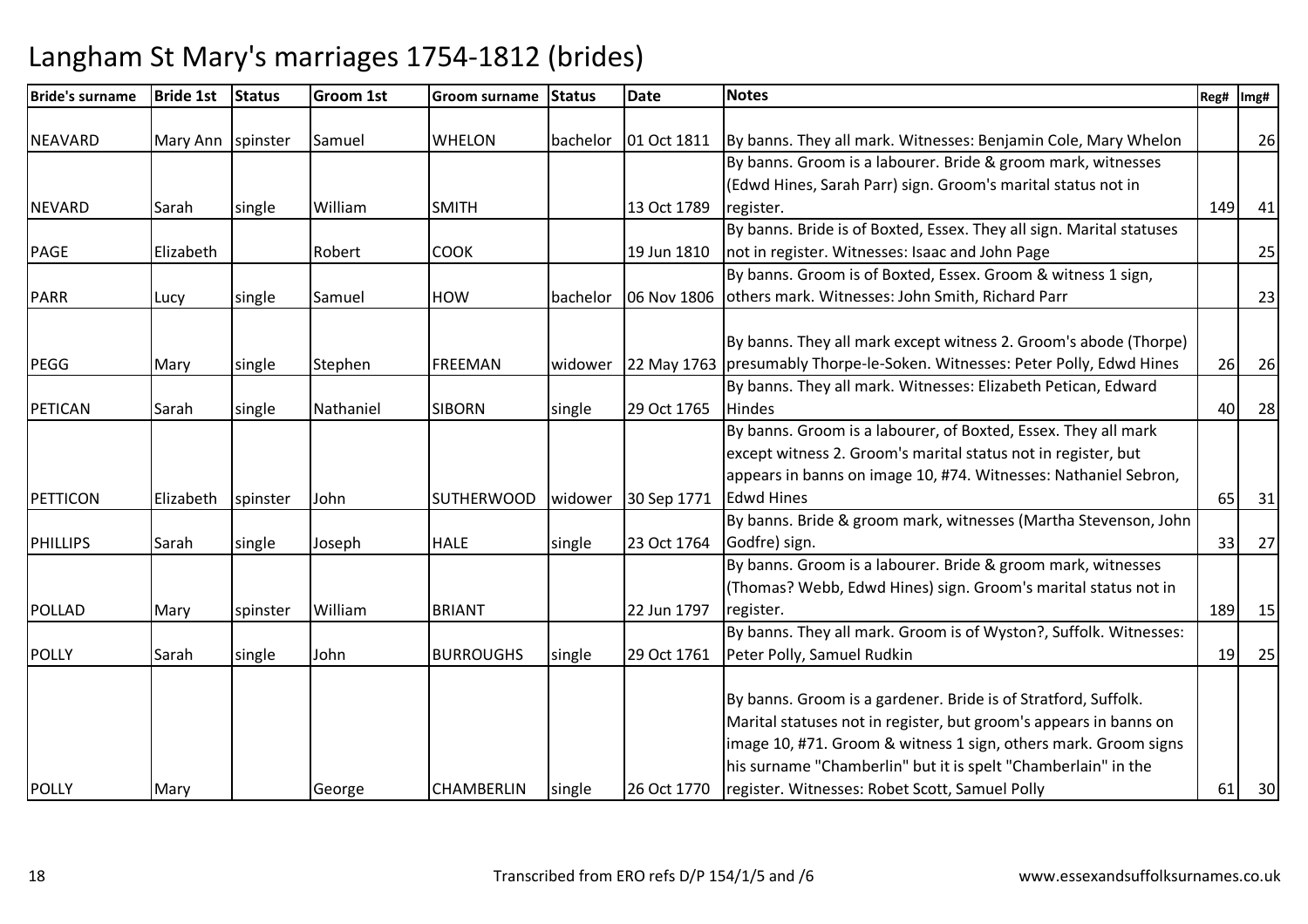# Langham St Mary's marriages 1754-1812 (brides)

| Bride's surname | Bride 1st | Status | Groom 1st | Groom surname | Status | Date | Notes | Reg# | Img# |
|---|---|---|---|---|---|---|---|---|---|
| NEAVARD | Mary Ann | spinster | Samuel | WHELON | bachelor | 01 Oct 1811 | By banns. They all mark. Witnesses: Benjamin Cole, Mary Whelon | | 26 |
| NEVARD | Sarah | single | William | SMITH | | 13 Oct 1789 | By banns. Groom is a labourer. Bride & groom mark, witnesses (Edwd Hines, Sarah Parr) sign. Groom's marital status not in register. | 149 | 41 |
| PAGE | Elizabeth | | Robert | COOK | | 19 Jun 1810 | By banns. Bride is of Boxted, Essex. They all sign. Marital statuses not in register. Witnesses: Isaac and John Page | | 25 |
| PARR | Lucy | single | Samuel | HOW | bachelor | 06 Nov 1806 | By banns. Groom is of Boxted, Essex. Groom & witness 1 sign, others mark. Witnesses: John Smith, Richard Parr | | 23 |
| PEGG | Mary | single | Stephen | FREEMAN | widower | 22 May 1763 | By banns. They all mark except witness 2. Groom's abode (Thorpe) presumably Thorpe-le-Soken. Witnesses: Peter Polly, Edwd Hines | 26 | 26 |
| PETICAN | Sarah | single | Nathaniel | SIBORN | single | 29 Oct 1765 | By banns. They all mark. Witnesses: Elizabeth Petican, Edward Hindes | 40 | 28 |
| PETTICON | Elizabeth | spinster | John | SUTHERWOOD | widower | 30 Sep 1771 | By banns. Groom is a labourer, of Boxted, Essex. They all mark except witness 2. Groom's marital status not in register, but appears in banns on image 10, #74. Witnesses: Nathaniel Sebron, Edwd Hines | 65 | 31 |
| PHILLIPS | Sarah | single | Joseph | HALE | single | 23 Oct 1764 | By banns. Bride & groom mark, witnesses (Martha Stevenson, John Godfre) sign. | 33 | 27 |
| POLLAD | Mary | spinster | William | BRIANT | | 22 Jun 1797 | By banns. Groom is a labourer. Bride & groom mark, witnesses (Thomas? Webb, Edwd Hines) sign. Groom's marital status not in register. | 189 | 15 |
| POLLY | Sarah | single | John | BURROUGHS | single | 29 Oct 1761 | By banns. They all mark. Groom is of Wyston?, Suffolk. Witnesses: Peter Polly, Samuel Rudkin | 19 | 25 |
| POLLY | Mary | | George | CHAMBERLIN | single | 26 Oct 1770 | By banns. Groom is a gardener. Bride is of Stratford, Suffolk. Marital statuses not in register, but groom's appears in banns on image 10, #71. Groom & witness 1 sign, others mark. Groom signs his surname "Chamberlin" but it is spelt "Chamberlain" in the register. Witnesses: Robet Scott, Samuel Polly | 61 | 30 |

Transcribed from ERO refs D/P 154/1/5 and /6 www.essexandsuffolksurnames.co.uk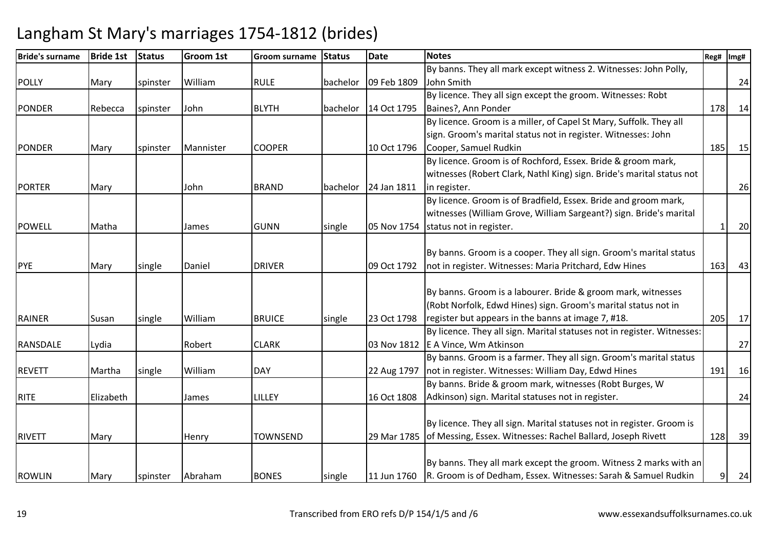# Langham St Mary's marriages 1754-1812 (brides)

| Bride's surname | Bride 1st | Status | Groom 1st | Groom surname | Status | Date | Notes | Reg# | Img# |
|---|---|---|---|---|---|---|---|---|---|
| POLLY | Mary | spinster | William | RULE | bachelor | 09 Feb 1809 | By banns. They all mark except witness 2. Witnesses: John Polly, John Smith | | 24 |
| PONDER | Rebecca | spinster | John | BLYTH | bachelor | 14 Oct 1795 | By licence. They all sign except the groom. Witnesses: Robt Baines?, Ann Ponder | 178 | 14 |
| PONDER | Mary | spinster | Mannister | COOPER | | 10 Oct 1796 | By licence. Groom is a miller, of Capel St Mary, Suffolk. They all sign. Groom's marital status not in register. Witnesses: John Cooper, Samuel Rudkin | 185 | 15 |
| PORTER | Mary | | John | BRAND | bachelor | 24 Jan 1811 | By licence. Groom is of Rochford, Essex. Bride & groom mark, witnesses (Robert Clark, Nathl King) sign. Bride's marital status not in register. | | 26 |
| POWELL | Matha | | James | GUNN | single | 05 Nov 1754 | By licence. Groom is of Bradfield, Essex. Bride and groom mark, witnesses (William Grove, William Sargeant?) sign. Bride's marital status not in register. | 1 | 20 |
| PYE | Mary | single | Daniel | DRIVER | | 09 Oct 1792 | By banns. Groom is a cooper. They all sign. Groom's marital status not in register. Witnesses: Maria Pritchard, Edw Hines | 163 | 43 |
| RAINER | Susan | single | William | BRUICE | single | 23 Oct 1798 | By banns. Groom is a labourer. Bride & groom mark, witnesses (Robt Norfolk, Edwd Hines) sign. Groom's marital status not in register but appears in the banns at image 7, #18. | 205 | 17 |
| RANSDALE | Lydia | | Robert | CLARK | | 03 Nov 1812 | By licence. They all sign. Marital statuses not in register. Witnesses: E A Vince, Wm Atkinson | | 27 |
| REVETT | Martha | single | William | DAY | | 22 Aug 1797 | By banns. Groom is a farmer. They all sign. Groom's marital status not in register. Witnesses: William Day, Edwd Hines | 191 | 16 |
| RITE | Elizabeth | | James | LILLEY | | 16 Oct 1808 | By banns. Bride & groom mark, witnesses (Robt Burges, W Adkinson) sign. Marital statuses not in register. | | 24 |
| RIVETT | Mary | | Henry | TOWNSEND | | 29 Mar 1785 | By licence. They all sign. Marital statuses not in register. Groom is of Messing, Essex. Witnesses: Rachel Ballard, Joseph Rivett | 128 | 39 |
| ROWLIN | Mary | spinster | Abraham | BONES | single | 11 Jun 1760 | By banns. They all mark except the groom. Witness 2 marks with an R. Groom is of Dedham, Essex. Witnesses: Sarah & Samuel Rudkin | 9 | 24 |

Transcribed from ERO refs D/P 154/1/5 and /6

www.essexandsuffolksurnames.co.uk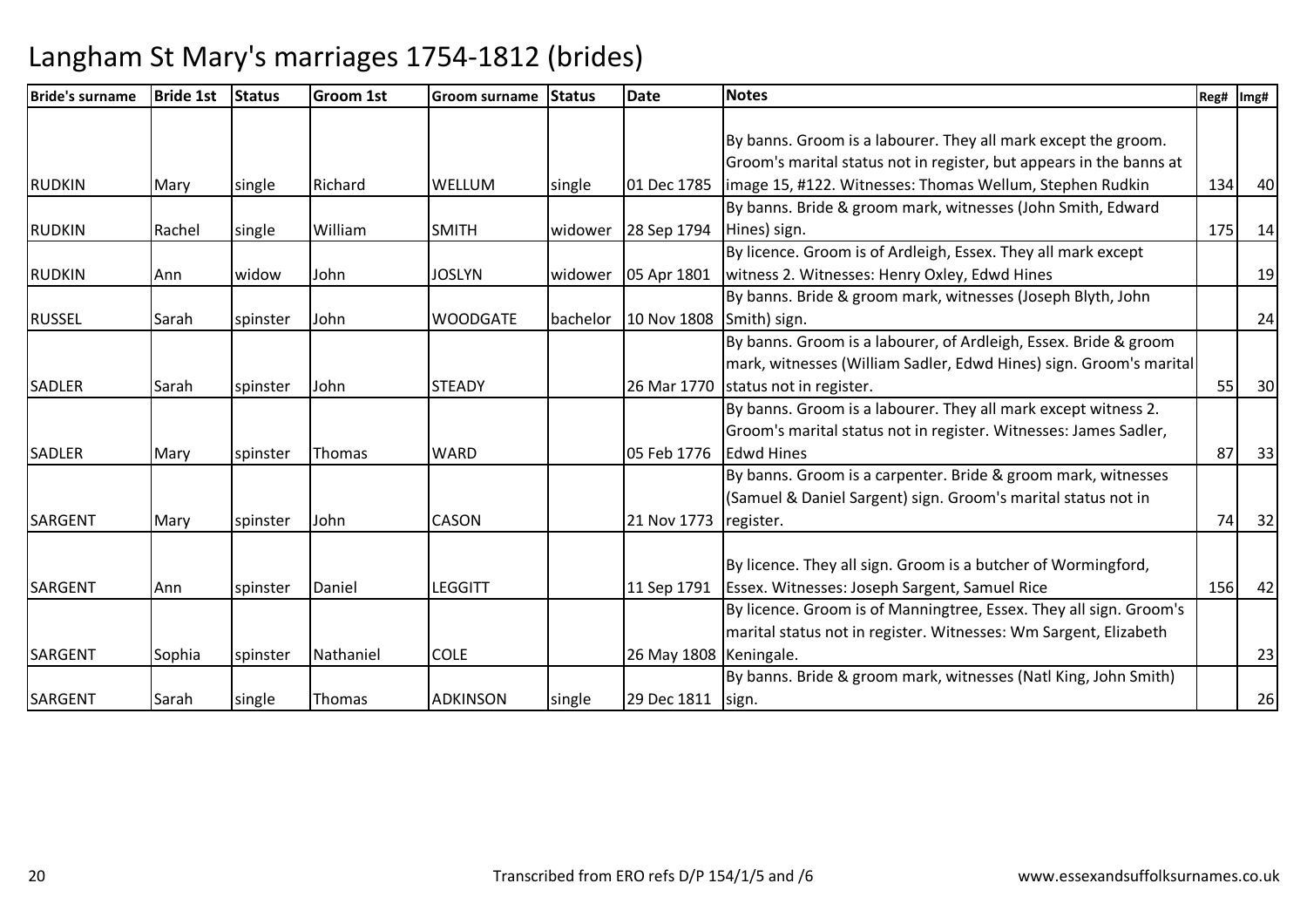# Langham St Mary's marriages 1754-1812 (brides)

| Bride's surname | Bride 1st | Status | Groom 1st | Groom surname | Status | Date | Notes | Reg# | Img# |
|---|---|---|---|---|---|---|---|---|---|
| RUDKIN | Mary | single | Richard | WELLUM | single | 01 Dec 1785 | By banns. Groom is a labourer. They all mark except the groom. Groom's marital status not in register, but appears in the banns at image 15, #122. Witnesses: Thomas Wellum, Stephen Rudkin | 134 | 40 |
| RUDKIN | Rachel | single | William | SMITH | widower | 28 Sep 1794 | By banns. Bride & groom mark, witnesses (John Smith, Edward Hines) sign. | 175 | 14 |
| RUDKIN | Ann | widow | John | JOSLYN | widower | 05 Apr 1801 | By licence. Groom is of Ardleigh, Essex. They all mark except witness 2. Witnesses: Henry Oxley, Edwd Hines | | 19 |
| RUSSEL | Sarah | spinster | John | WOODGATE | bachelor | 10 Nov 1808 | By banns. Bride & groom mark, witnesses (Joseph Blyth, John Smith) sign. | | 24 |
| SADLER | Sarah | spinster | John | STEADY | | 26 Mar 1770 | By banns. Groom is a labourer, of Ardleigh, Essex. Bride & groom mark, witnesses (William Sadler, Edwd Hines) sign. Groom's marital status not in register. | 55 | 30 |
| SADLER | Mary | spinster | Thomas | WARD | | 05 Feb 1776 | By banns. Groom is a labourer. They all mark except witness 2. Groom's marital status not in register. Witnesses: James Sadler, Edwd Hines | 87 | 33 |
| SARGENT | Mary | spinster | John | CASON | | 21 Nov 1773 | By banns. Groom is a carpenter. Bride & groom mark, witnesses (Samuel & Daniel Sargent) sign. Groom's marital status not in register. | 74 | 32 |
| SARGENT | Ann | spinster | Daniel | LEGGITT | | 11 Sep 1791 | By licence. They all sign. Groom is a butcher of Wormingford, Essex. Witnesses: Joseph Sargent, Samuel Rice | 156 | 42 |
| SARGENT | Sophia | spinster | Nathaniel | COLE | | 26 May 1808 | By licence. Groom is of Manningtree, Essex. They all sign. Groom's marital status not in register. Witnesses: Wm Sargent, Elizabeth Keningale. | | 23 |
| SARGENT | Sarah | single | Thomas | ADKINSON | single | 29 Dec 1811 | By banns. Bride & groom mark, witnesses (Natl King, John Smith) sign. | | 26 |

Transcribed from ERO refs D/P 154/1/5 and /6

www.essexandsuffolksurnames.co.uk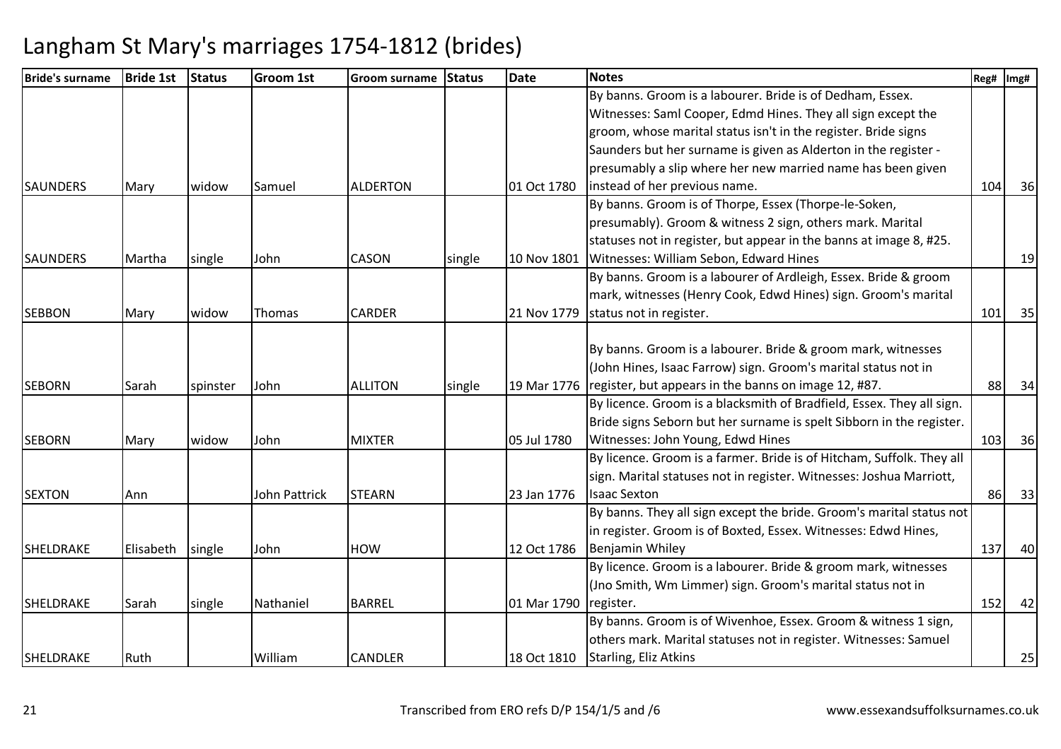# Langham St Mary's marriages 1754-1812 (brides)

| Bride's surname | Bride 1st | Status | Groom 1st | Groom surname | Status | Date | Notes | Reg# | Img# |
|---|---|---|---|---|---|---|---|---|---|
| SAUNDERS | Mary | widow | Samuel | ALDERTON | | 01 Oct 1780 | By banns. Groom is a labourer. Bride is of Dedham, Essex. Witnesses: Saml Cooper, Edmd Hines. They all sign except the groom, whose marital status isn't in the register. Bride signs Saunders but her surname is given as Alderton in the register - presumably a slip where her new married name has been given instead of her previous name. | 104 | 36 |
| SAUNDERS | Martha | single | John | CASON | single | 10 Nov 1801 | By banns. Groom is of Thorpe, Essex (Thorpe-le-Soken, presumably). Groom & witness 2 sign, others mark. Marital statuses not in register, but appear in the banns at image 8, #25. Witnesses: William Sebon, Edward Hines | | 19 |
| SEBBON | Mary | widow | Thomas | CARDER | | 21 Nov 1779 | By banns. Groom is a labourer of Ardleigh, Essex. Bride & groom mark, witnesses (Henry Cook, Edwd Hines) sign. Groom's marital status not in register. | 101 | 35 |
| SEBORN | Sarah | spinster | John | ALLITON | single | 19 Mar 1776 | By banns. Groom is a labourer. Bride & groom mark, witnesses (John Hines, Isaac Farrow) sign. Groom's marital status not in register, but appears in the banns on image 12, #87. | 88 | 34 |
| SEBORN | Mary | widow | John | MIXTER | | 05 Jul 1780 | By licence. Groom is a blacksmith of Bradfield, Essex. They all sign. Bride signs Seborn but her surname is spelt Sibborn in the register. Witnesses: John Young, Edwd Hines | 103 | 36 |
| SEXTON | Ann | | John Pattrick | STEARN | | 23 Jan 1776 | By licence. Groom is a farmer. Bride is of Hitcham, Suffolk. They all sign. Marital statuses not in register. Witnesses: Joshua Marriott, Isaac Sexton | 86 | 33 |
| SHELDRAKE | Elisabeth | single | John | HOW | | 12 Oct 1786 | By banns. They all sign except the bride. Groom's marital status not in register. Groom is of Boxted, Essex. Witnesses: Edwd Hines, Benjamin Whiley | 137 | 40 |
| SHELDRAKE | Sarah | single | Nathaniel | BARREL | | 01 Mar 1790 | By licence. Groom is a labourer. Bride & groom mark, witnesses (Jno Smith, Wm Limmer) sign. Groom's marital status not in register. | 152 | 42 |
| SHELDRAKE | Ruth | | William | CANDLER | | 18 Oct 1810 | By banns. Groom is of Wivenhoe, Essex. Groom & witness 1 sign, others mark. Marital statuses not in register. Witnesses: Samuel Starling, Eliz Atkins | | 25 |

Transcribed from ERO refs D/P 154/1/5 and /6

www.essexandsuffolksurnames.co.uk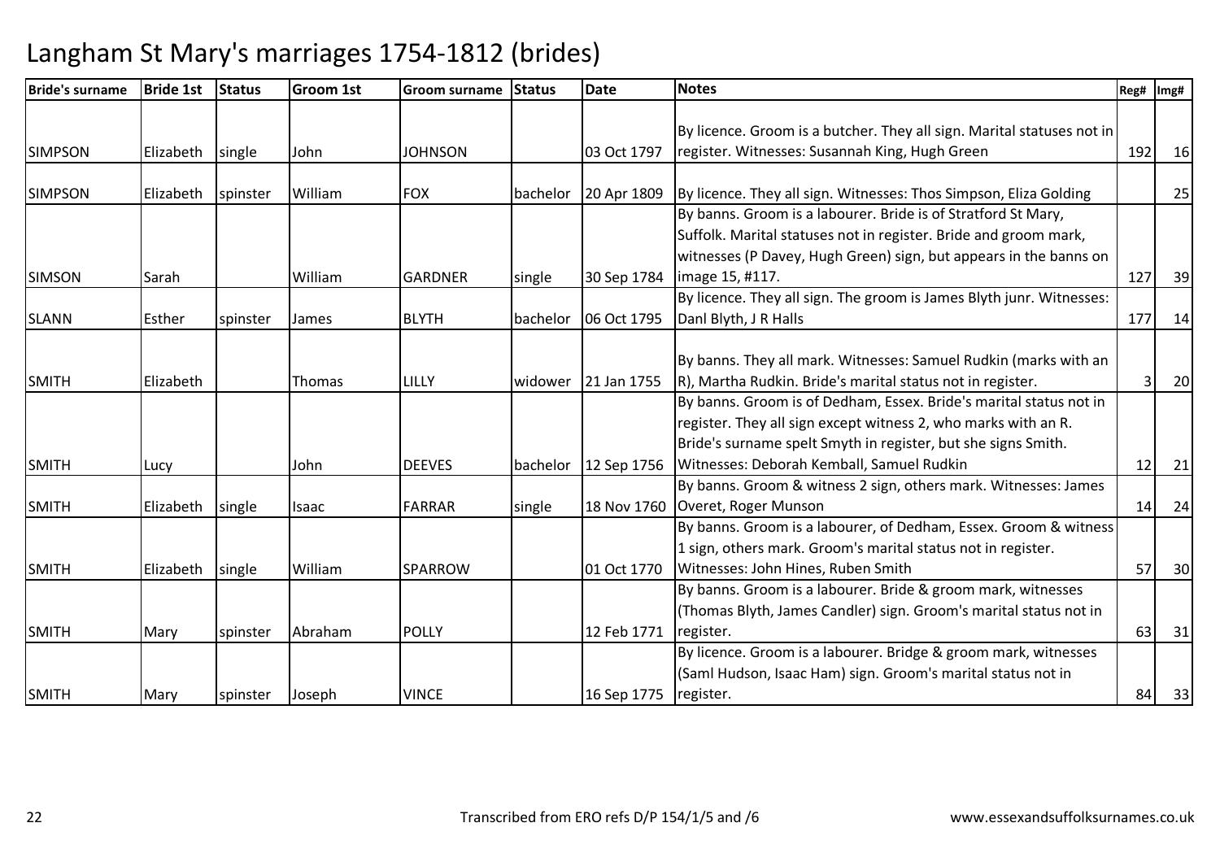# Langham St Mary's marriages 1754-1812 (brides)

| Bride's surname | Bride 1st | Status | Groom 1st | Groom surname | Status | Date | Notes | Reg# | Img# |
|---|---|---|---|---|---|---|---|---|---|
| SIMPSON | Elizabeth | single | John | JOHNSON | | 03 Oct 1797 | By licence. Groom is a butcher. They all sign. Marital statuses not in register. Witnesses: Susannah King, Hugh Green | 192 | 16 |
| SIMPSON | Elizabeth | spinster | William | FOX | bachelor | 20 Apr 1809 | By licence. They all sign. Witnesses: Thos Simpson, Eliza Golding | | 25 |
| SIMSON | Sarah | | William | GARDNER | single | 30 Sep 1784 | By banns. Groom is a labourer. Bride is of Stratford St Mary, Suffolk. Marital statuses not in register. Bride and groom mark, witnesses (P Davey, Hugh Green) sign, but appears in the banns on image 15, #117. | 127 | 39 |
| SLANN | Esther | spinster | James | BLYTH | bachelor | 06 Oct 1795 | By licence. They all sign. The groom is James Blyth junr. Witnesses: Danl Blyth, J R Halls | 177 | 14 |
| SMITH | Elizabeth | | Thomas | LILLY | widower | 21 Jan 1755 | By banns. They all mark. Witnesses: Samuel Rudkin (marks with an R), Martha Rudkin. Bride's marital status not in register. | 3 | 20 |
| SMITH | Lucy | | John | DEEVES | bachelor | 12 Sep 1756 | By banns. Groom is of Dedham, Essex. Bride's marital status not in register. They all sign except witness 2, who marks with an R. Bride's surname spelt Smyth in register, but she signs Smith. Witnesses: Deborah Kemball, Samuel Rudkin | 12 | 21 |
| SMITH | Elizabeth | single | Isaac | FARRAR | single | 18 Nov 1760 | By banns. Groom & witness 2 sign, others mark. Witnesses: James Overet, Roger Munson | 14 | 24 |
| SMITH | Elizabeth | single | William | SPARROW | | 01 Oct 1770 | By banns. Groom is a labourer, of Dedham, Essex. Groom & witness 1 sign, others mark. Groom's marital status not in register. Witnesses: John Hines, Ruben Smith | 57 | 30 |
| SMITH | Mary | spinster | Abraham | POLLY | | 12 Feb 1771 | By banns. Groom is a labourer. Bride & groom mark, witnesses (Thomas Blyth, James Candler) sign. Groom's marital status not in register. | 63 | 31 |
| SMITH | Mary | spinster | Joseph | VINCE | | 16 Sep 1775 | By licence. Groom is a labourer. Bridge & groom mark, witnesses (Saml Hudson, Isaac Ham) sign. Groom's marital status not in register. | 84 | 33 |

Transcribed from ERO refs D/P 154/1/5 and /6

www.essexandsuffolksurnames.co.uk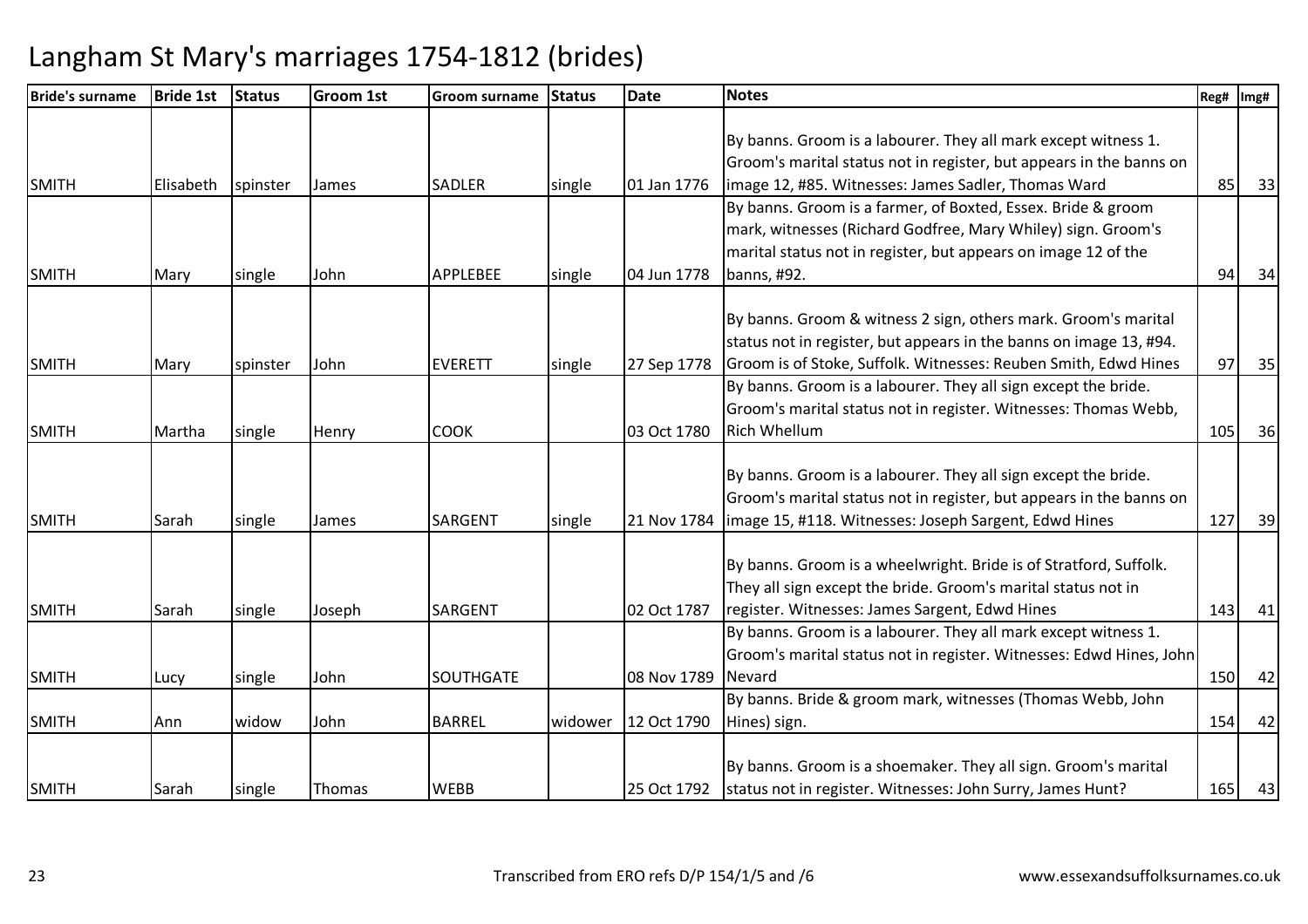# Langham St Mary's marriages 1754-1812 (brides)

| Bride's surname | Bride 1st | Status | Groom 1st | Groom surname | Status | Date | Notes | Reg# | Img# |
|---|---|---|---|---|---|---|---|---|---|
| SMITH | Elisabeth | spinster | James | SADLER | single | 01 Jan 1776 | By banns. Groom is a labourer. They all mark except witness 1. Groom's marital status not in register, but appears in the banns on image 12, #85. Witnesses: James Sadler, Thomas Ward | 85 | 33 |
| SMITH | Mary | single | John | APPLEBEE | single | 04 Jun 1778 | By banns. Groom is a farmer, of Boxted, Essex. Bride & groom mark, witnesses (Richard Godfree, Mary Whiley) sign. Groom's marital status not in register, but appears on image 12 of the banns, #92. | 94 | 34 |
| SMITH | Mary | spinster | John | EVERETT | single | 27 Sep 1778 | By banns. Groom & witness 2 sign, others mark. Groom's marital status not in register, but appears in the banns on image 13, #94. Groom is of Stoke, Suffolk. Witnesses: Reuben Smith, Edwd Hines | 97 | 35 |
| SMITH | Martha | single | Henry | COOK | | 03 Oct 1780 | By banns. Groom is a labourer. They all sign except the bride. Groom's marital status not in register. Witnesses: Thomas Webb, Rich Whellum | 105 | 36 |
| SMITH | Sarah | single | James | SARGENT | single | 21 Nov 1784 | By banns. Groom is a labourer. They all sign except the bride. Groom's marital status not in register, but appears in the banns on image 15, #118. Witnesses: Joseph Sargent, Edwd Hines | 127 | 39 |
| SMITH | Sarah | single | Joseph | SARGENT | | 02 Oct 1787 | By banns. Groom is a wheelwright. Bride is of Stratford, Suffolk. They all sign except the bride. Groom's marital status not in register. Witnesses: James Sargent, Edwd Hines | 143 | 41 |
| SMITH | Lucy | single | John | SOUTHGATE | | 08 Nov 1789 | By banns. Groom is a labourer. They all mark except witness 1. Groom's marital status not in register. Witnesses: Edwd Hines, John Nevard | 150 | 42 |
| SMITH | Ann | widow | John | BARREL | widower | 12 Oct 1790 | By banns. Bride & groom mark, witnesses (Thomas Webb, John Hines) sign. | 154 | 42 |
| SMITH | Sarah | single | Thomas | WEBB | | 25 Oct 1792 | By banns. Groom is a shoemaker. They all sign. Groom's marital status not in register. Witnesses: John Surry, James Hunt? | 165 | 43 |

Transcribed from ERO refs D/P 154/1/5 and /6

www.essexandsuffolksurnames.co.uk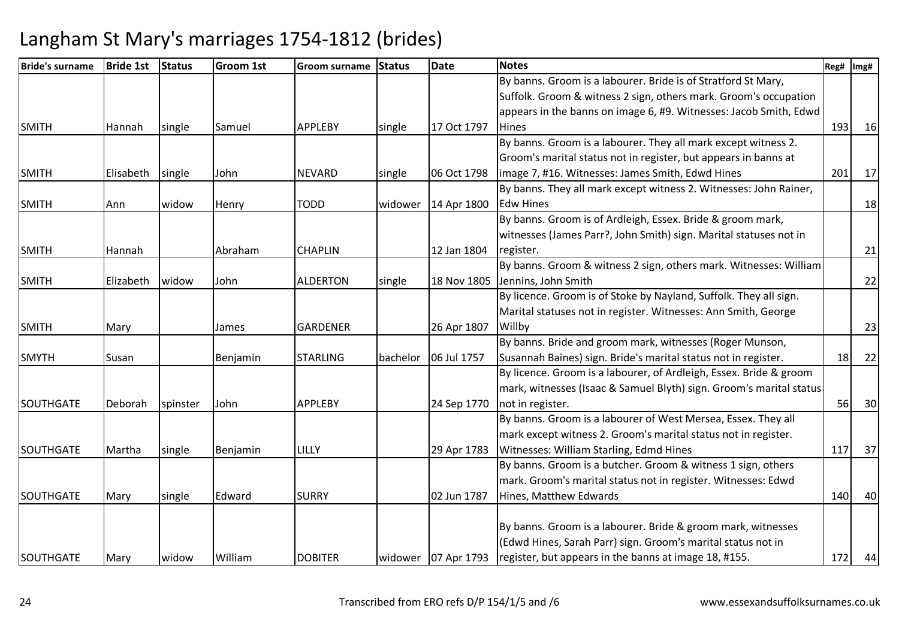# Langham St Mary's marriages 1754-1812 (brides)

| Bride's surname | Bride 1st | Status | Groom 1st | Groom surname | Status | Date | Notes | Reg# | Img# |
|---|---|---|---|---|---|---|---|---|---|
| SMITH | Hannah | single | Samuel | APPLEBY | single | 17 Oct 1797 | By banns. Groom is a labourer. Bride is of Stratford St Mary, Suffolk. Groom & witness 2 sign, others mark. Groom's occupation appears in the banns on image 6, #9. Witnesses: Jacob Smith, Edwd Hines | 193 | 16 |
| SMITH | Elisabeth | single | John | NEVARD | single | 06 Oct 1798 | By banns. Groom is a labourer. They all mark except witness 2. Groom's marital status not in register, but appears in banns at image 7, #16. Witnesses: James Smith, Edwd Hines | 201 | 17 |
| SMITH | Ann | widow | Henry | TODD | widower | 14 Apr 1800 | By banns. They all mark except witness 2. Witnesses: John Rainer, Edw Hines | | 18 |
| SMITH | Hannah | | Abraham | CHAPLIN | | 12 Jan 1804 | By banns. Groom is of Ardleigh, Essex. Bride & groom mark, witnesses (James Parr?, John Smith) sign. Marital statuses not in register. | | 21 |
| SMITH | Elizabeth | widow | John | ALDERTON | single | 18 Nov 1805 | By banns. Groom & witness 2 sign, others mark. Witnesses: William Jennins, John Smith | | 22 |
| SMITH | Mary | | James | GARDENER | | 26 Apr 1807 | By licence. Groom is of Stoke by Nayland, Suffolk. They all sign. Marital statuses not in register. Witnesses: Ann Smith, George Willby | | 23 |
| SMYTH | Susan | | Benjamin | STARLING | bachelor | 06 Jul 1757 | By banns. Bride and groom mark, witnesses (Roger Munson, Susannah Baines) sign. Bride's marital status not in register. | 18 | 22 |
| SOUTHGATE | Deborah | spinster | John | APPLEBY | | 24 Sep 1770 | By licence. Groom is a labourer, of Ardleigh, Essex. Bride & groom mark, witnesses (Isaac & Samuel Blyth) sign. Groom's marital status not in register. | 56 | 30 |
| SOUTHGATE | Martha | single | Benjamin | LILLY | | 29 Apr 1783 | By banns. Groom is a labourer of West Mersea, Essex. They all mark except witness 2. Groom's marital status not in register. Witnesses: William Starling, Edmd Hines | 117 | 37 |
| SOUTHGATE | Mary | single | Edward | SURRY | | 02 Jun 1787 | By banns. Groom is a butcher. Groom & witness 1 sign, others mark. Groom's marital status not in register. Witnesses: Edwd Hines, Matthew Edwards | 140 | 40 |
| SOUTHGATE | Mary | widow | William | DOBITER | widower | 07 Apr 1793 | By banns. Groom is a labourer. Bride & groom mark, witnesses (Edwd Hines, Sarah Parr) sign. Groom's marital status not in register, but appears in the banns at image 18, #155. | 172 | 44 |

Transcribed from ERO refs D/P 154/1/5 and /6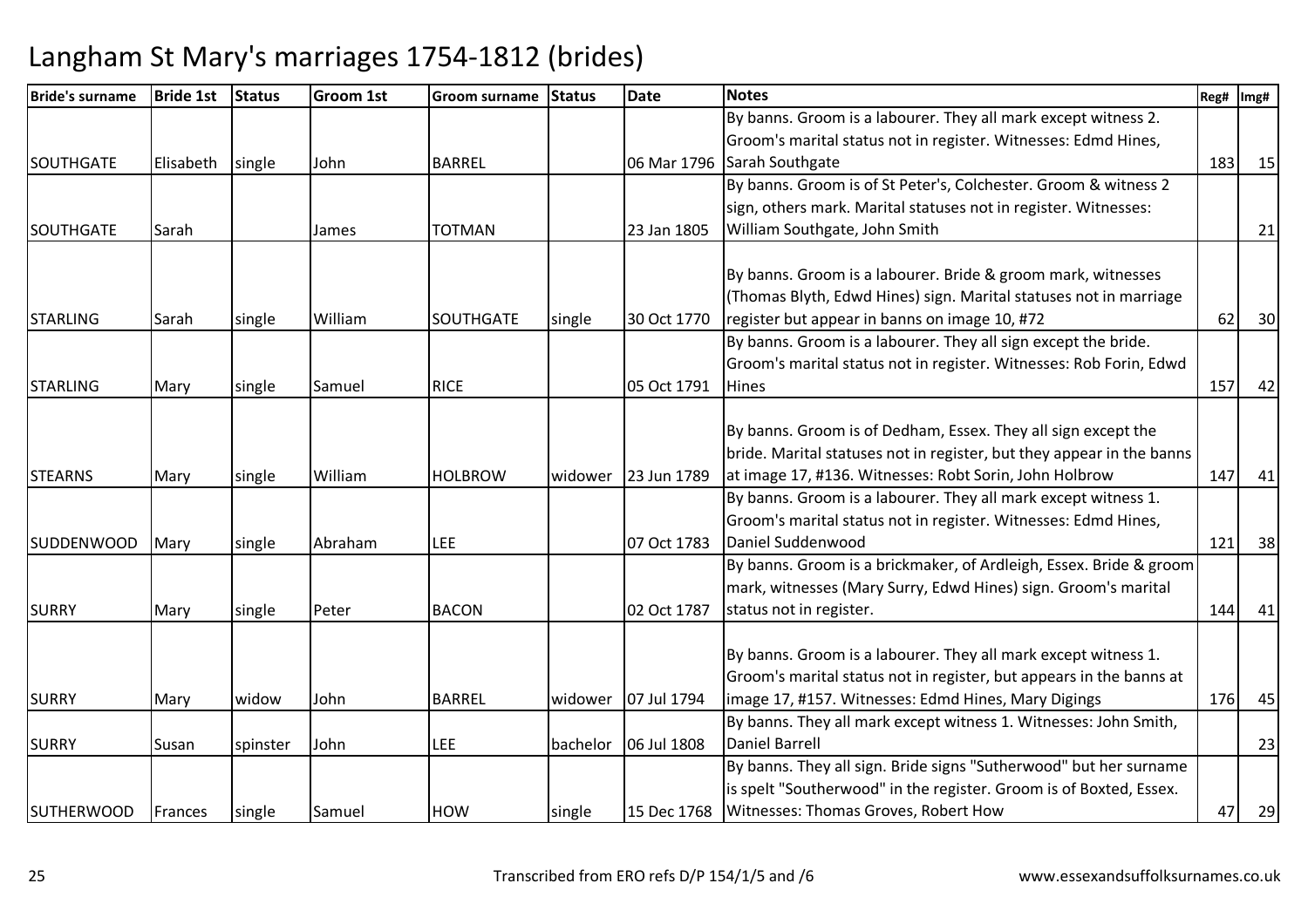# Langham St Mary's marriages 1754-1812 (brides)

| Bride's surname | Bride 1st | Status | Groom 1st | Groom surname | Status | Date | Notes | Reg# | Img# |
|---|---|---|---|---|---|---|---|---|---|
| SOUTHGATE | Elisabeth | single | John | BARREL | | 06 Mar 1796 | By banns. Groom is a labourer. They all mark except witness 2. Groom's marital status not in register. Witnesses: Edmd Hines, Sarah Southgate | 183 | 15 |
| SOUTHGATE | Sarah | | James | TOTMAN | | 23 Jan 1805 | By banns. Groom is of St Peter's, Colchester. Groom & witness 2 sign, others mark. Marital statuses not in register. Witnesses: William Southgate, John Smith | | 21 |
| STARLING | Sarah | single | William | SOUTHGATE | single | 30 Oct 1770 | By banns. Groom is a labourer. Bride & groom mark, witnesses (Thomas Blyth, Edwd Hines) sign. Marital statuses not in marriage register but appear in banns on image 10, #72 | 62 | 30 |
| STARLING | Mary | single | Samuel | RICE | | 05 Oct 1791 | By banns. Groom is a labourer. They all sign except the bride. Groom's marital status not in register. Witnesses: Rob Forin, Edwd Hines | 157 | 42 |
| STEARNS | Mary | single | William | HOLBROW | widower | 23 Jun 1789 | By banns. Groom is of Dedham, Essex. They all sign except the bride. Marital statuses not in register, but they appear in the banns at image 17, #136. Witnesses: Robt Sorin, John Holbrow | 147 | 41 |
| SUDDENWOOD | Mary | single | Abraham | LEE | | 07 Oct 1783 | By banns. Groom is a labourer. They all mark except witness 1. Groom's marital status not in register. Witnesses: Edmd Hines, Daniel Suddenwood | 121 | 38 |
| SURRY | Mary | single | Peter | BACON | | 02 Oct 1787 | By banns. Groom is a brickmaker, of Ardleigh, Essex. Bride & groom mark, witnesses (Mary Surry, Edwd Hines) sign. Groom's marital status not in register. | 144 | 41 |
| SURRY | Mary | widow | John | BARREL | widower | 07 Jul 1794 | By banns. Groom is a labourer. They all mark except witness 1. Groom's marital status not in register, but appears in the banns at image 17, #157. Witnesses: Edmd Hines, Mary Digings | 176 | 45 |
| SURRY | Susan | spinster | John | LEE | bachelor | 06 Jul 1808 | By banns. They all mark except witness 1. Witnesses: John Smith, Daniel Barrell | | 23 |
| SUTHERWOOD | Frances | single | Samuel | HOW | single | 15 Dec 1768 | By banns. They all sign. Bride signs "Sutherwood" but her surname is spelt "Southerwood" in the register. Groom is of Boxted, Essex. Witnesses: Thomas Groves, Robert How | 47 | 29 |

Transcribed from ERO refs D/P 154/1/5 and /6 www.essexandsuffolksurnames.co.uk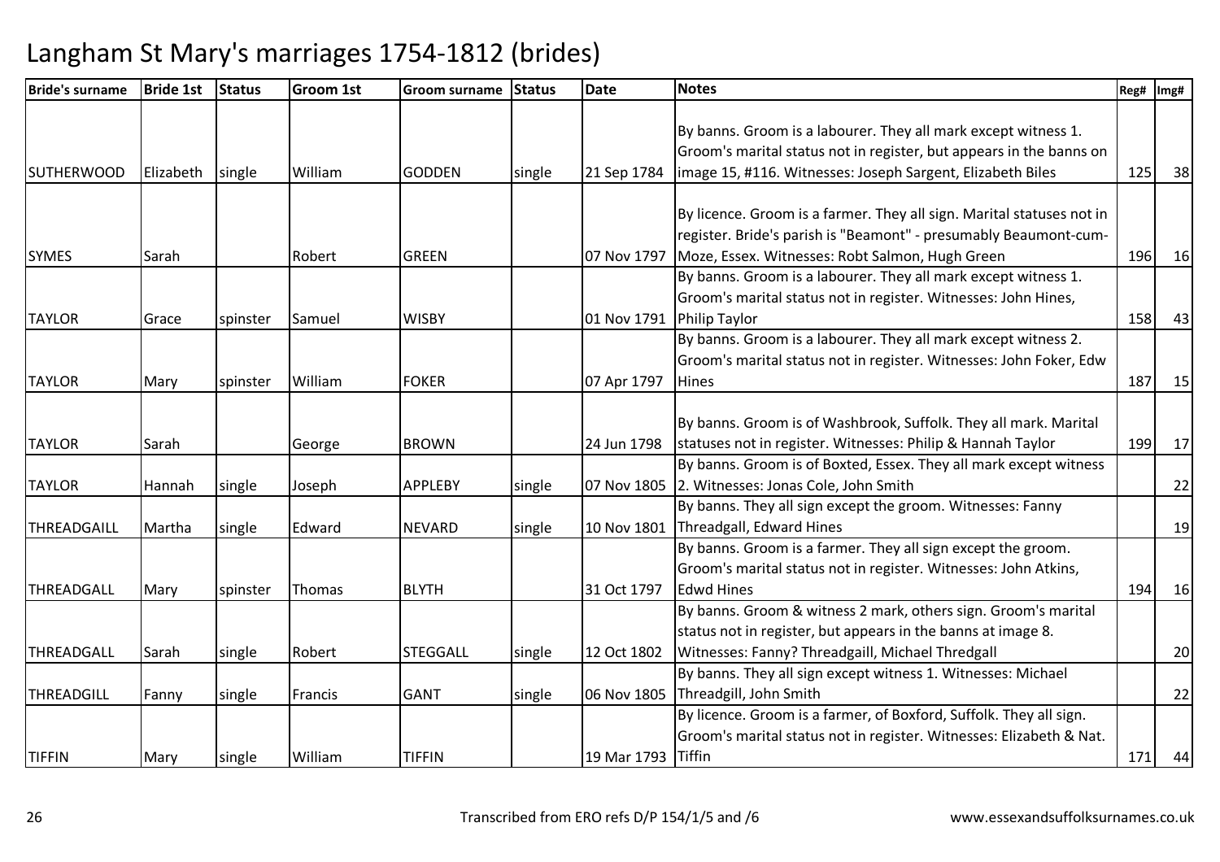# Langham St Mary's marriages 1754-1812 (brides)

| Bride's surname | Bride 1st | Status | Groom 1st | Groom surname | Status | Date | Notes | Reg# | Img# |
|---|---|---|---|---|---|---|---|---|---|
| SUTHERWOOD | Elizabeth | single | William | GODDEN | single | 21 Sep 1784 | By banns. Groom is a labourer. They all mark except witness 1. Groom's marital status not in register, but appears in the banns on image 15, #116. Witnesses: Joseph Sargent, Elizabeth Biles | 125 | 38 |
| SYMES | Sarah | | Robert | GREEN | | 07 Nov 1797 | By licence. Groom is a farmer. They all sign. Marital statuses not in register. Bride's parish is "Beamont" - presumably Beaumont-cum-Moze, Essex. Witnesses: Robt Salmon, Hugh Green | 196 | 16 |
| TAYLOR | Grace | spinster | Samuel | WISBY | | 01 Nov 1791 | By banns. Groom is a labourer. They all mark except witness 1. Groom's marital status not in register. Witnesses: John Hines, Philip Taylor | 158 | 43 |
| TAYLOR | Mary | spinster | William | FOKER | | 07 Apr 1797 | By banns. Groom is a labourer. They all mark except witness 2. Groom's marital status not in register. Witnesses: John Foker, Edw Hines | 187 | 15 |
| TAYLOR | Sarah | | George | BROWN | | 24 Jun 1798 | By banns. Groom is of Washbrook, Suffolk. They all mark. Marital statuses not in register. Witnesses: Philip & Hannah Taylor | 199 | 17 |
| TAYLOR | Hannah | single | Joseph | APPLEBY | single | 07 Nov 1805 | By banns. Groom is of Boxted, Essex. They all mark except witness 2. Witnesses: Jonas Cole, John Smith | | 22 |
| THREADGAILL | Martha | single | Edward | NEVARD | single | 10 Nov 1801 | By banns. They all sign except the groom. Witnesses: Fanny Threadgall, Edward Hines | | 19 |
| THREADGALL | Mary | spinster | Thomas | BLYTH | | 31 Oct 1797 | By banns. Groom is a farmer. They all sign except the groom. Groom's marital status not in register. Witnesses: John Atkins, Edwd Hines | 194 | 16 |
| THREADGALL | Sarah | single | Robert | STEGGALL | single | 12 Oct 1802 | By banns. Groom & witness 2 mark, others sign. Groom's marital status not in register, but appears in the banns at image 8. Witnesses: Fanny? Threadgaill, Michael Thredgall | | 20 |
| THREADGILL | Fanny | single | Francis | GANT | single | 06 Nov 1805 | By banns. They all sign except witness 1. Witnesses: Michael Threadgill, John Smith | | 22 |
| TIFFIN | Mary | single | William | TIFFIN | | 19 Mar 1793 | By licence. Groom is a farmer, of Boxford, Suffolk. They all sign. Groom's marital status not in register. Witnesses: Elizabeth & Nat. Tiffin | 171 | 44 |

Transcribed from ERO refs D/P 154/1/5 and /6

www.essexandsuffolksurnames.co.uk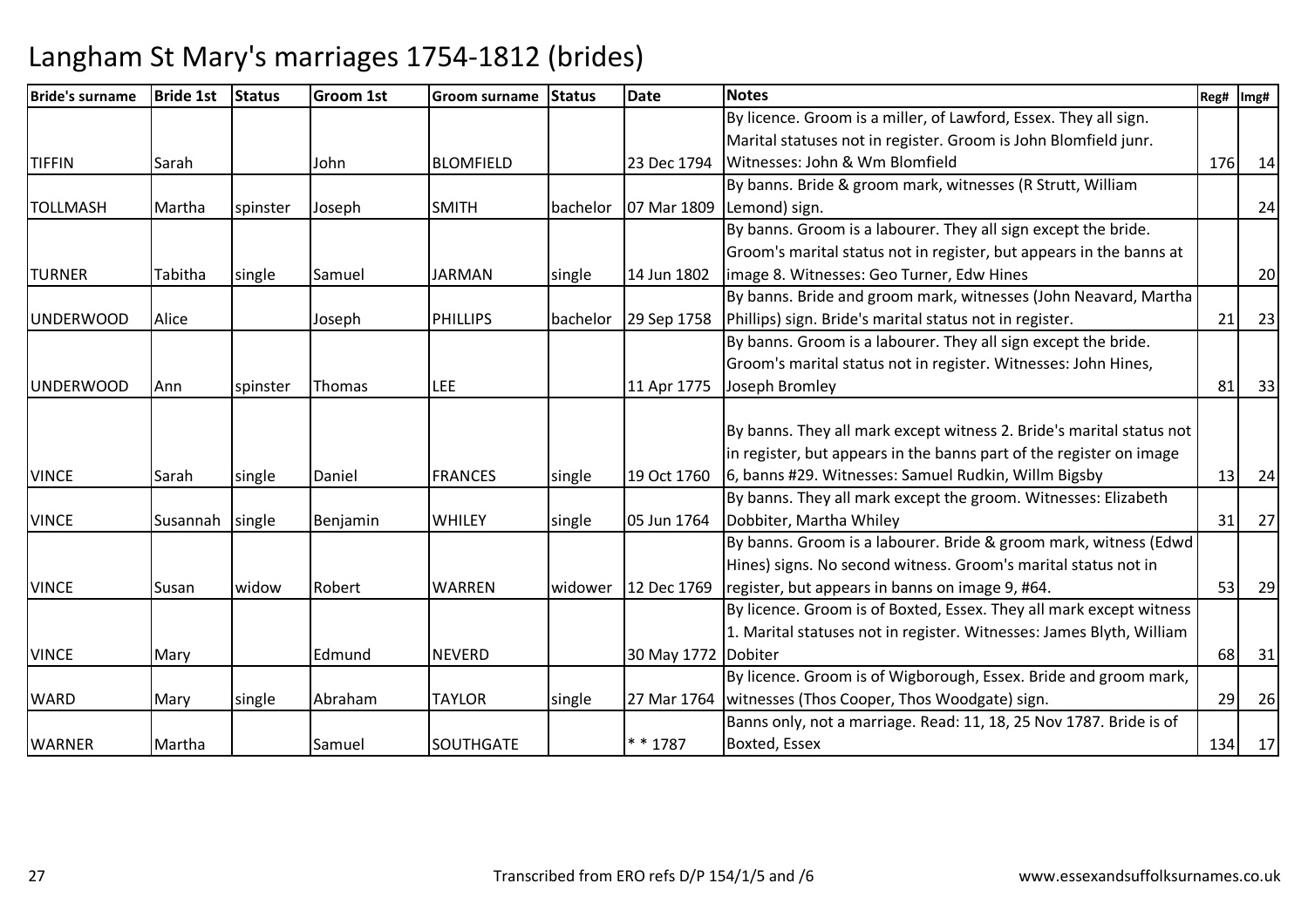# Langham St Mary's marriages 1754-1812 (brides)

| Bride's surname | Bride 1st | Status | Groom 1st | Groom surname | Status | Date | Notes | Reg# | Img# |
|---|---|---|---|---|---|---|---|---|---|
| TIFFIN | Sarah | | John | BLOMFIELD | | 23 Dec 1794 | By licence. Groom is a miller, of Lawford, Essex. They all sign. Marital statuses not in register. Groom is John Blomfield junr. Witnesses: John & Wm Blomfield | 176 | 14 |
| TOLLMASH | Martha | spinster | Joseph | SMITH | bachelor | 07 Mar 1809 | By banns. Bride & groom mark, witnesses (R Strutt, William Lemond) sign. | | 24 |
| TURNER | Tabitha | single | Samuel | JARMAN | single | 14 Jun 1802 | By banns. Groom is a labourer. They all sign except the bride. Groom's marital status not in register, but appears in the banns at image 8. Witnesses: Geo Turner, Edw Hines | | 20 |
| UNDERWOOD | Alice | | Joseph | PHILLIPS | bachelor | 29 Sep 1758 | By banns. Bride and groom mark, witnesses (John Neavard, Martha Phillips) sign. Bride's marital status not in register. | 21 | 23 |
| UNDERWOOD | Ann | spinster | Thomas | LEE | | 11 Apr 1775 | By banns. Groom is a labourer. They all sign except the bride. Groom's marital status not in register. Witnesses: John Hines, Joseph Bromley | 81 | 33 |
| VINCE | Sarah | single | Daniel | FRANCES | single | 19 Oct 1760 | By banns. They all mark except witness 2. Bride's marital status not in register, but appears in the banns part of the register on image 6, banns #29. Witnesses: Samuel Rudkin, Willm Bigsby | 13 | 24 |
| VINCE | Susannah | single | Benjamin | WHILEY | single | 05 Jun 1764 | By banns. They all mark except the groom. Witnesses: Elizabeth Dobbiter, Martha Whiley | 31 | 27 |
| VINCE | Susan | widow | Robert | WARREN | widower | 12 Dec 1769 | By banns. Groom is a labourer. Bride & groom mark, witness (Edwd Hines) signs. No second witness. Groom's marital status not in register, but appears in banns on image 9, #64. | 53 | 29 |
| VINCE | Mary | | Edmund | NEVERD | | 30 May 1772 | By licence. Groom is of Boxted, Essex. They all mark except witness 1. Marital statuses not in register. Witnesses: James Blyth, William Dobiter | 68 | 31 |
| WARD | Mary | single | Abraham | TAYLOR | single | 27 Mar 1764 | By licence. Groom is of Wigborough, Essex. Bride and groom mark, witnesses (Thos Cooper, Thos Woodgate) sign. | 29 | 26 |
| WARNER | Martha | | Samuel | SOUTHGATE | | * * 1787 | Banns only, not a marriage. Read: 11, 18, 25 Nov 1787. Bride is of Boxted, Essex | 134 | 17 |

Transcribed from ERO refs D/P 154/1/5 and /6

www.essexandsuffolksurnames.co.uk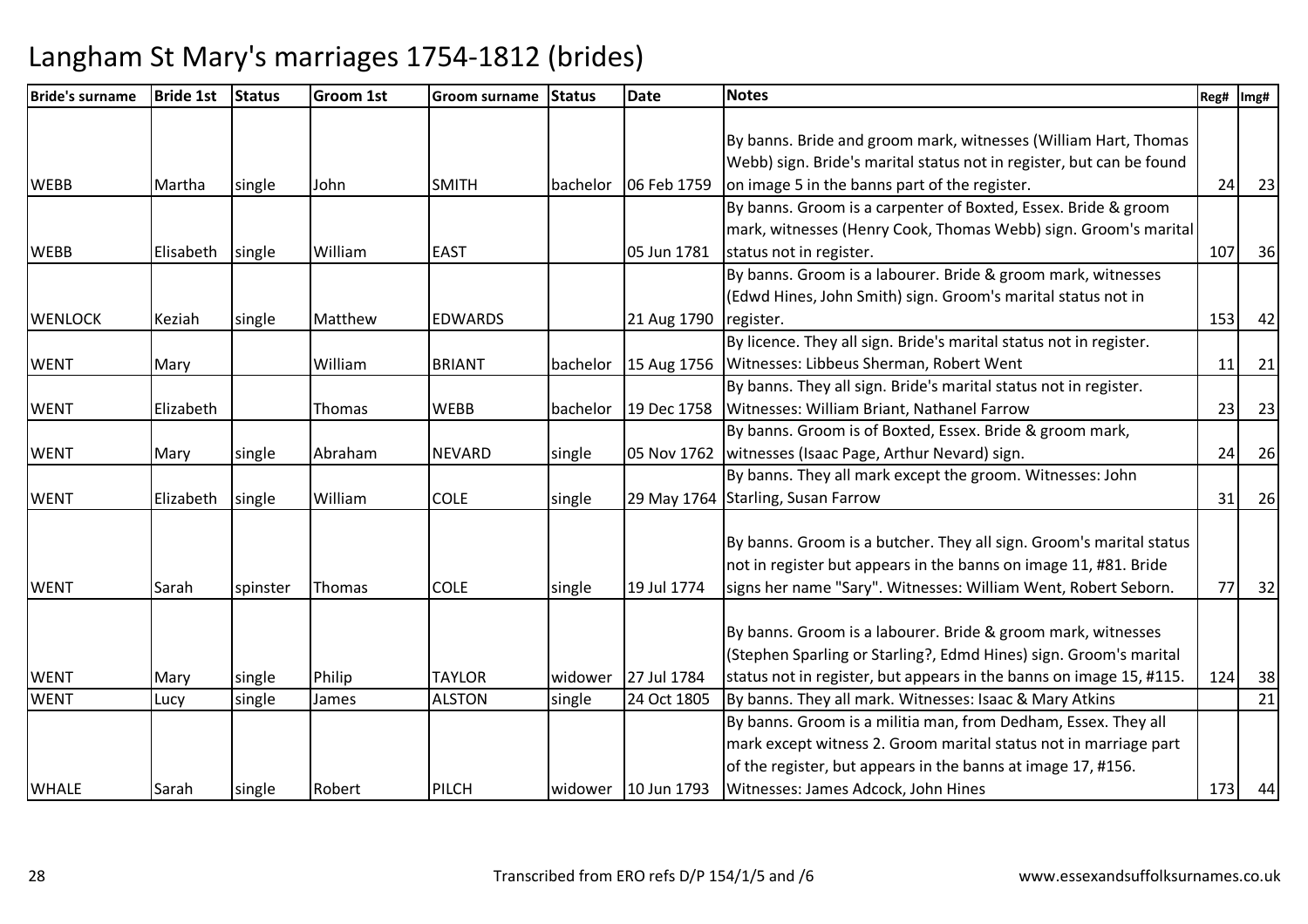# Langham St Mary's marriages 1754-1812 (brides)

| Bride's surname | Bride 1st | Status | Groom 1st | Groom surname | Status | Date | Notes | Reg# | Img# |
|---|---|---|---|---|---|---|---|---|---|
| WEBB | Martha | single | John | SMITH | bachelor | 06 Feb 1759 | By banns. Bride and groom mark, witnesses (William Hart, Thomas Webb) sign. Bride's marital status not in register, but can be found on image 5 in the banns part of the register. | 24 | 23 |
| WEBB | Elisabeth | single | William | EAST | | 05 Jun 1781 | By banns. Groom is a carpenter of Boxted, Essex. Bride & groom mark, witnesses (Henry Cook, Thomas Webb) sign. Groom's marital status not in register. | 107 | 36 |
| WENLOCK | Keziah | single | Matthew | EDWARDS | | 21 Aug 1790 | By banns. Groom is a labourer. Bride & groom mark, witnesses (Edwd Hines, John Smith) sign. Groom's marital status not in register. | 153 | 42 |
| WENT | Mary | | William | BRIANT | bachelor | 15 Aug 1756 | By licence. They all sign. Bride's marital status not in register. Witnesses: Libbeus Sherman, Robert Went | 11 | 21 |
| WENT | Elizabeth | | Thomas | WEBB | bachelor | 19 Dec 1758 | By banns. They all sign. Bride's marital status not in register. Witnesses: William Briant, Nathanel Farrow | 23 | 23 |
| WENT | Mary | single | Abraham | NEVARD | single | 05 Nov 1762 | By banns. Groom is of Boxted, Essex. Bride & groom mark, witnesses (Isaac Page, Arthur Nevard) sign. | 24 | 26 |
| WENT | Elizabeth | single | William | COLE | single | 29 May 1764 | By banns. They all mark except the groom. Witnesses: John Starling, Susan Farrow | 31 | 26 |
| WENT | Sarah | spinster | Thomas | COLE | single | 19 Jul 1774 | By banns. Groom is a butcher. They all sign. Groom's marital status not in register but appears in the banns on image 11, #81. Bride signs her name "Sary". Witnesses: William Went, Robert Seborn. | 77 | 32 |
| WENT | Mary | single | Philip | TAYLOR | widower | 27 Jul 1784 | By banns. Groom is a labourer. Bride & groom mark, witnesses (Stephen Sparling or Starling?, Edmd Hines) sign. Groom's marital status not in register, but appears in the banns on image 15, #115. | 124 | 38 |
| WENT | Lucy | single | James | ALSTON | single | 24 Oct 1805 | By banns. They all mark. Witnesses: Isaac & Mary Atkins | | 21 |
| WHALE | Sarah | single | Robert | PILCH | widower | 10 Jun 1793 | By banns. Groom is a militia man, from Dedham, Essex. They all mark except witness 2. Groom marital status not in marriage part of the register, but appears in the banns at image 17, #156. Witnesses: James Adcock, John Hines | 173 | 44 |

Transcribed from ERO refs D/P 154/1/5 and /6

www.essexandsuffolksurnames.co.uk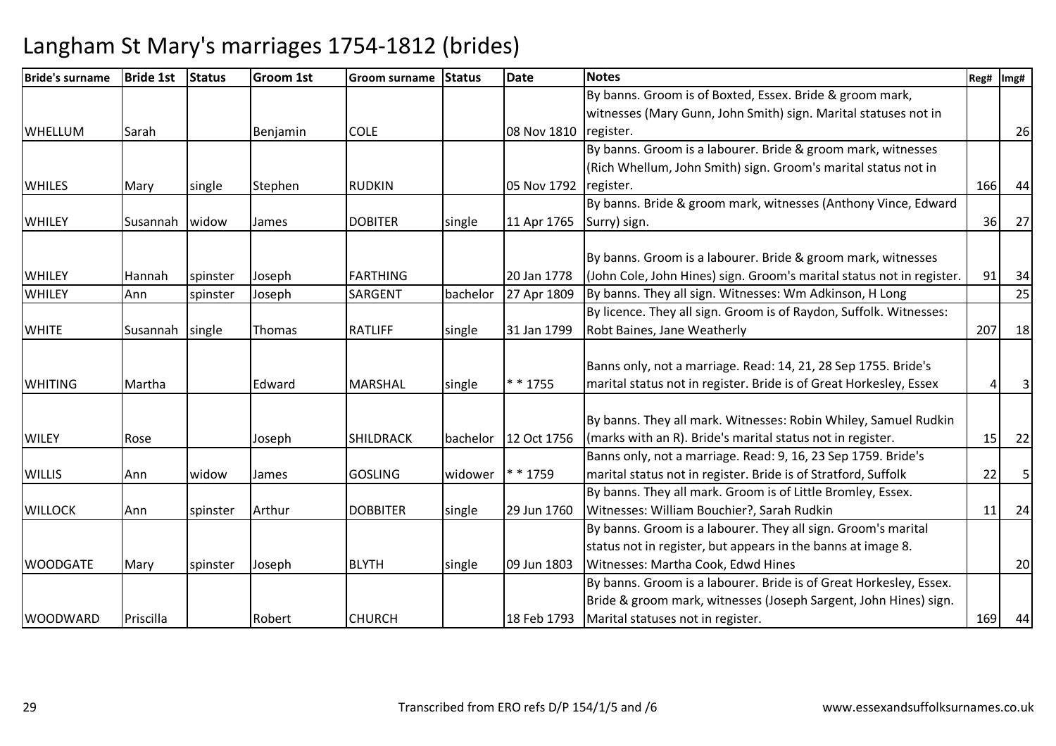# Langham St Mary's marriages 1754-1812 (brides)

| Bride's surname | Bride 1st | Status | Groom 1st | Groom surname | Status | Date | Notes | Reg# | Img# |
|---|---|---|---|---|---|---|---|---|---|
| WHELLUM | Sarah | | Benjamin | COLE | | 08 Nov 1810 | By banns. Groom is of Boxted, Essex. Bride & groom mark, witnesses (Mary Gunn, John Smith) sign. Marital statuses not in register. | | 26 |
| WHILES | Mary | single | Stephen | RUDKIN | | 05 Nov 1792 | By banns. Groom is a labourer. Bride & groom mark, witnesses (Rich Whellum, John Smith) sign. Groom's marital status not in register. | 166 | 44 |
| WHILEY | Susannah | widow | James | DOBITER | single | 11 Apr 1765 | By banns. Bride & groom mark, witnesses (Anthony Vince, Edward Surry) sign. | 36 | 27 |
| WHILEY | Hannah | spinster | Joseph | FARTHING | | 20 Jan 1778 | By banns. Groom is a labourer. Bride & groom mark, witnesses (John Cole, John Hines) sign. Groom's marital status not in register. | 91 | 34 |
| WHILEY | Ann | spinster | Joseph | SARGENT | bachelor | 27 Apr 1809 | By banns. They all sign. Witnesses: Wm Adkinson, H Long | | 25 |
| WHITE | Susannah | single | Thomas | RATLIFF | single | 31 Jan 1799 | By licence. They all sign. Groom is of Raydon, Suffolk. Witnesses: Robt Baines, Jane Weatherly | 207 | 18 |
| WHITING | Martha | | Edward | MARSHAL | single | * * 1755 | Banns only, not a marriage. Read: 14, 21, 28 Sep 1755. Bride's marital status not in register. Bride is of Great Horkesley, Essex | 4 | 3 |
| WILEY | Rose | | Joseph | SHILDRACK | bachelor | 12 Oct 1756 | By banns. They all mark. Witnesses: Robin Whiley, Samuel Rudkin (marks with an R). Bride's marital status not in register. | 15 | 22 |
| WILLIS | Ann | widow | James | GOSLING | widower | * * 1759 | Banns only, not a marriage. Read: 9, 16, 23 Sep 1759. Bride's marital status not in register. Bride is of Stratford, Suffolk | 22 | 5 |
| WILLOCK | Ann | spinster | Arthur | DOBBITER | single | 29 Jun 1760 | By banns. They all mark. Groom is of Little Bromley, Essex. Witnesses: William Bouchier?, Sarah Rudkin | 11 | 24 |
| WOODGATE | Mary | spinster | Joseph | BLYTH | single | 09 Jun 1803 | By banns. Groom is a labourer. They all sign. Groom's marital status not in register, but appears in the banns at image 8. Witnesses: Martha Cook, Edwd Hines | | 20 |
| WOODWARD | Priscilla | | Robert | CHURCH | | 18 Feb 1793 | By banns. Groom is a labourer. Bride is of Great Horkesley, Essex. Bride & groom mark, witnesses (Joseph Sargent, John Hines) sign. Marital statuses not in register. | 169 | 44 |

Transcribed from ERO refs D/P 154/1/5 and /6

www.essexandsuffolksurnames.co.uk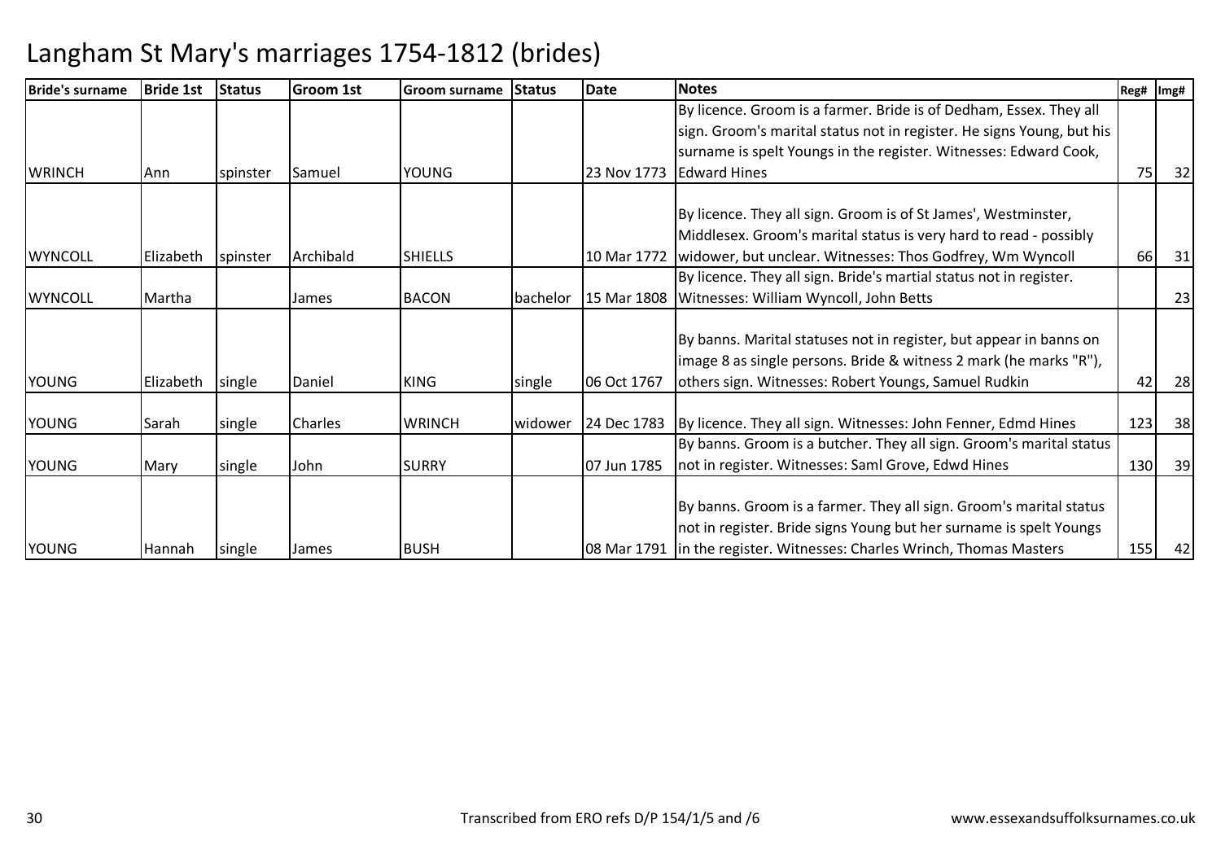# Langham St Mary's marriages 1754-1812 (brides)

| Bride's surname | Bride 1st | Status | Groom 1st | Groom surname | Status | Date | Notes | Reg# | Img# |
|---|---|---|---|---|---|---|---|---|---|
| WRINCH | Ann | spinster | Samuel | YOUNG | | 23 Nov 1773 | By licence. Groom is a farmer. Bride is of Dedham, Essex. They all sign. Groom's marital status not in register. He signs Young, but his surname is spelt Youngs in the register. Witnesses: Edward Cook, Edward Hines | 75 | 32 |
| WYNCOLL | Elizabeth | spinster | Archibald | SHIELLS | | 10 Mar 1772 | By licence. They all sign. Groom is of St James', Westminster, Middlesex. Groom's marital status is very hard to read - possibly widower, but unclear. Witnesses: Thos Godfrey, Wm Wyncoll | 66 | 31 |
| WYNCOLL | Martha | | James | BACON | bachelor | 15 Mar 1808 | By licence. They all sign. Bride's martial status not in register. Witnesses: William Wyncoll, John Betts | | 23 |
| YOUNG | Elizabeth | single | Daniel | KING | single | 06 Oct 1767 | By banns. Marital statuses not in register, but appear in banns on image 8 as single persons. Bride & witness 2 mark (he marks "R"), others sign. Witnesses: Robert Youngs, Samuel Rudkin | 42 | 28 |
| YOUNG | Sarah | single | Charles | WRINCH | widower | 24 Dec 1783 | By licence. They all sign. Witnesses: John Fenner, Edmd Hines | 123 | 38 |
| YOUNG | Mary | single | John | SURRY | | 07 Jun 1785 | By banns. Groom is a butcher. They all sign. Groom's marital status not in register. Witnesses: Saml Grove, Edwd Hines | 130 | 39 |
| YOUNG | Hannah | single | James | BUSH | | 08 Mar 1791 | By banns. Groom is a farmer. They all sign. Groom's marital status not in register. Bride signs Young but her surname is spelt Youngs in the register. Witnesses: Charles Wrinch, Thomas Masters | 155 | 42 |

Transcribed from ERO refs D/P 154/1/5 and /6

www.essexandsuffolksurnames.co.uk